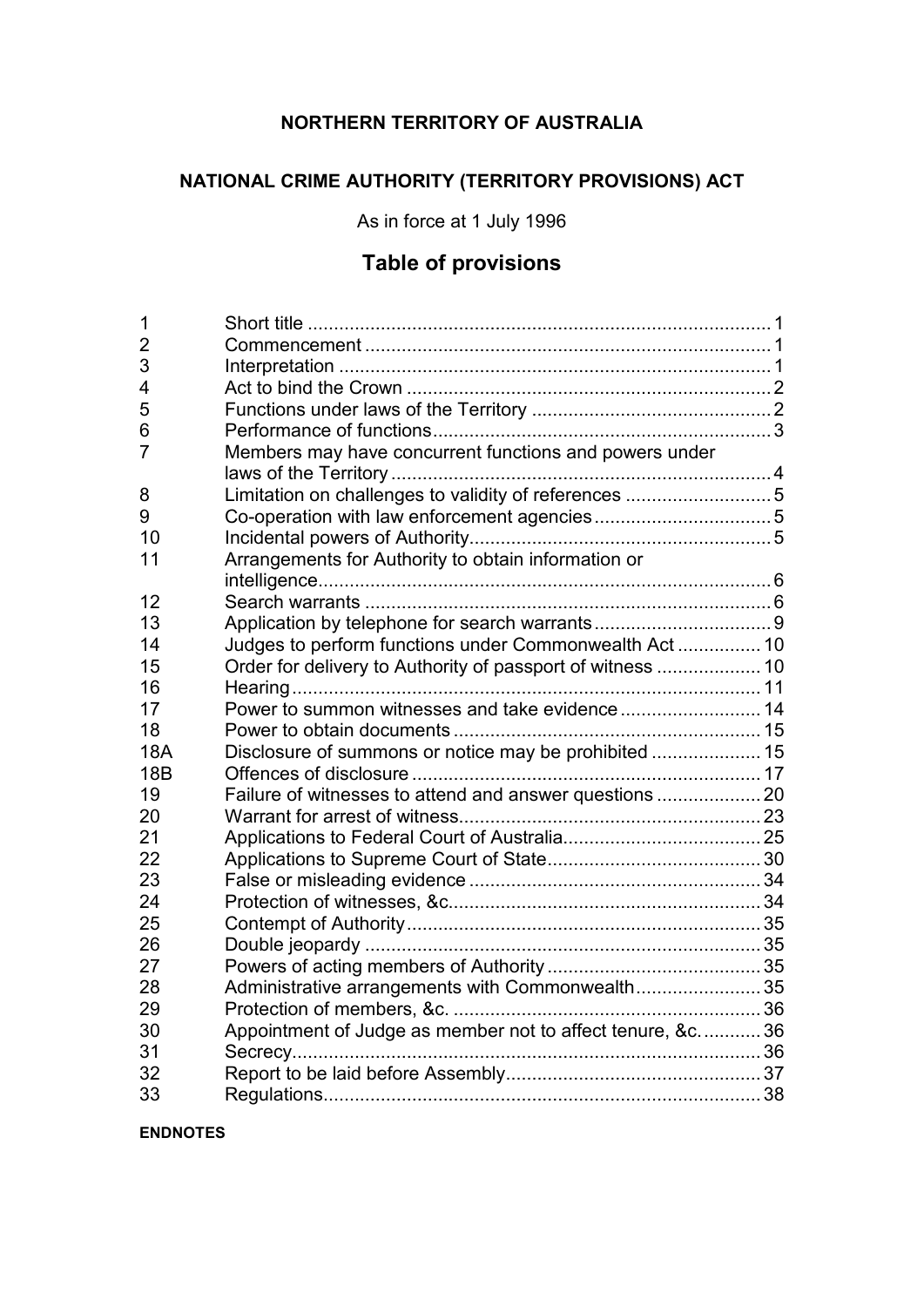**NORTHERN TERRITORY OF AUSTRALIA**

**NATIONAL CRIME AUTHORITY (TERRITORY PROVISIONS) ACT**

As in force at 1 July 1996

## Table of provisions

| | | |
|---|---|---|
| 1 | Short title | 1 |
| 2 | Commencement | 1 |
| 3 | Interpretation | 1 |
| 4 | Act to bind the Crown | 2 |
| 5 | Functions under laws of the Territory | 2 |
| 6 | Performance of functions | 3 |
| 7 | Members may have concurrent functions and powers under laws of the Territory | 4 |
| 8 | Limitation on challenges to validity of references | 5 |
| 9 | Co-operation with law enforcement agencies | 5 |
| 10 | Incidental powers of Authority | 5 |
| 11 | Arrangements for Authority to obtain information or intelligence | 6 |
| 12 | Search warrants | 6 |
| 13 | Application by telephone for search warrants | 9 |
| 14 | Judges to perform functions under Commonwealth Act | 10 |
| 15 | Order for delivery to Authority of passport of witness | 10 |
| 16 | Hearing | 11 |
| 17 | Power to summon witnesses and take evidence | 14 |
| 18 | Power to obtain documents | 15 |
| 18A | Disclosure of summons or notice may be prohibited | 15 |
| 18B | Offences of disclosure | 17 |
| 19 | Failure of witnesses to attend and answer questions | 20 |
| 20 | Warrant for arrest of witness | 23 |
| 21 | Applications to Federal Court of Australia | 25 |
| 22 | Applications to Supreme Court of State | 30 |
| 23 | False or misleading evidence | 34 |
| 24 | Protection of witnesses, &c. | 34 |
| 25 | Contempt of Authority | 35 |
| 26 | Double jeopardy | 35 |
| 27 | Powers of acting members of Authority | 35 |
| 28 | Administrative arrangements with Commonwealth | 35 |
| 29 | Protection of members, &c. | 36 |
| 30 | Appointment of Judge as member not to affect tenure, &c. | 36 |
| 31 | Secrecy | 36 |
| 32 | Report to be laid before Assembly | 37 |
| 33 | Regulations | 38 |

**ENDNOTES**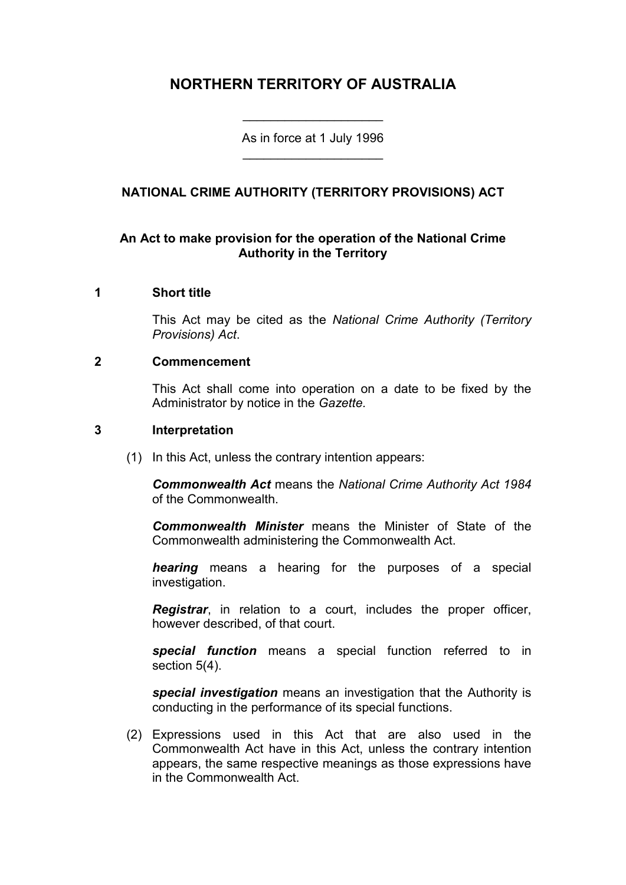# NORTHERN TERRITORY OF AUSTRALIA

As in force at 1 July 1996

## NATIONAL CRIME AUTHORITY (TERRITORY PROVISIONS) ACT

**An Act to make provision for the operation of the National Crime Authority in the Territory**

### 1 Short title

This Act may be cited as the *National Crime Authority (Territory Provisions) Act*.

### 2 Commencement

This Act shall come into operation on a date to be fixed by the Administrator by notice in the *Gazette*.

### 3 Interpretation

(1) In this Act, unless the contrary intention appears:

***Commonwealth Act*** means the *National Crime Authority Act 1984* of the Commonwealth.

***Commonwealth Minister*** means the Minister of State of the Commonwealth administering the Commonwealth Act.

***hearing*** means a hearing for the purposes of a special investigation.

***Registrar***, in relation to a court, includes the proper officer, however described, of that court.

***special function*** means a special function referred to in section 5(4).

***special investigation*** means an investigation that the Authority is conducting in the performance of its special functions.

(2) Expressions used in this Act that are also used in the Commonwealth Act have in this Act, unless the contrary intention appears, the same respective meanings as those expressions have in the Commonwealth Act.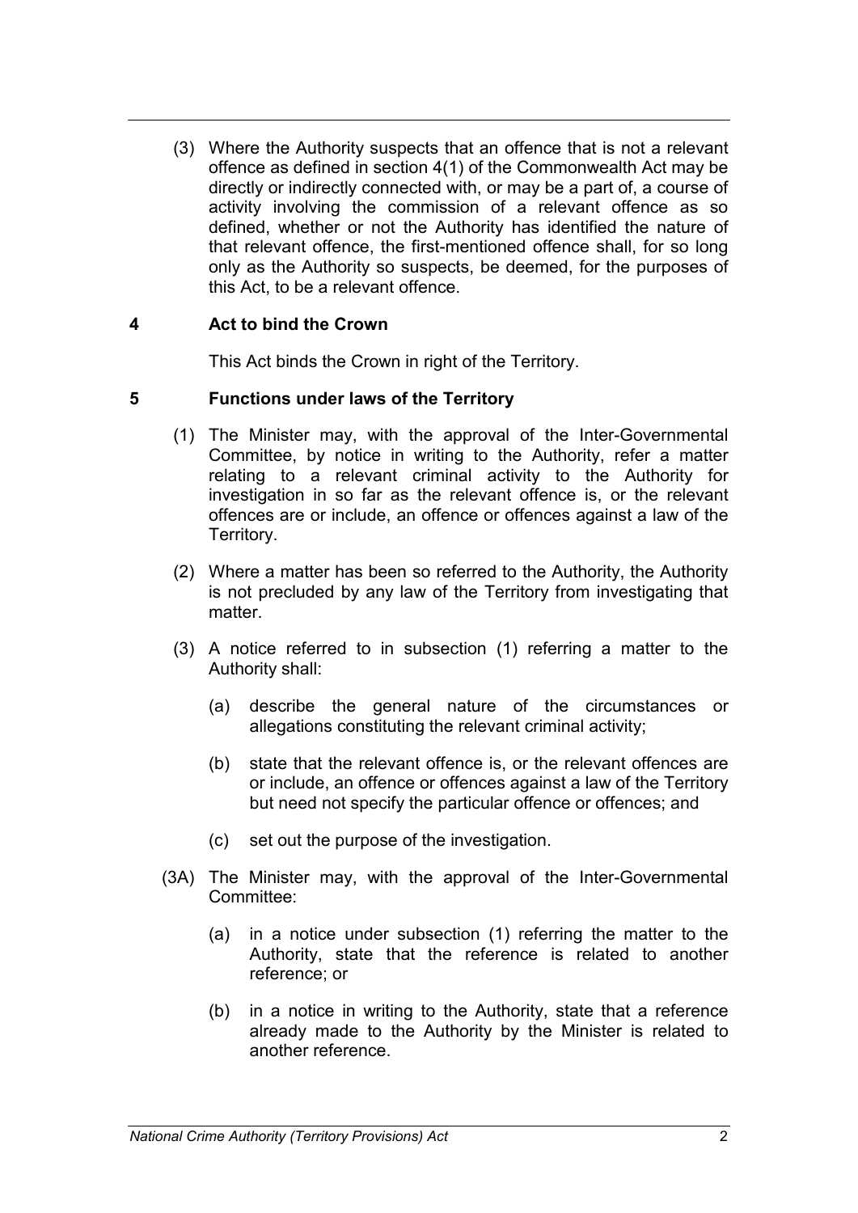(3) Where the Authority suspects that an offence that is not a relevant offence as defined in section 4(1) of the Commonwealth Act may be directly or indirectly connected with, or may be a part of, a course of activity involving the commission of a relevant offence as so defined, whether or not the Authority has identified the nature of that relevant offence, the first-mentioned offence shall, for so long only as the Authority so suspects, be deemed, for the purposes of this Act, to be a relevant offence.

### 4 Act to bind the Crown

This Act binds the Crown in right of the Territory.

### 5 Functions under laws of the Territory

(1) The Minister may, with the approval of the Inter-Governmental Committee, by notice in writing to the Authority, refer a matter relating to a relevant criminal activity to the Authority for investigation in so far as the relevant offence is, or the relevant offences are or include, an offence or offences against a law of the Territory.

(2) Where a matter has been so referred to the Authority, the Authority is not precluded by any law of the Territory from investigating that matter.

(3) A notice referred to in subsection (1) referring a matter to the Authority shall:

(a) describe the general nature of the circumstances or allegations constituting the relevant criminal activity;

(b) state that the relevant offence is, or the relevant offences are or include, an offence or offences against a law of the Territory but need not specify the particular offence or offences; and

(c) set out the purpose of the investigation.

(3A) The Minister may, with the approval of the Inter-Governmental Committee:

(a) in a notice under subsection (1) referring the matter to the Authority, state that the reference is related to another reference; or

(b) in a notice in writing to the Authority, state that a reference already made to the Authority by the Minister is related to another reference.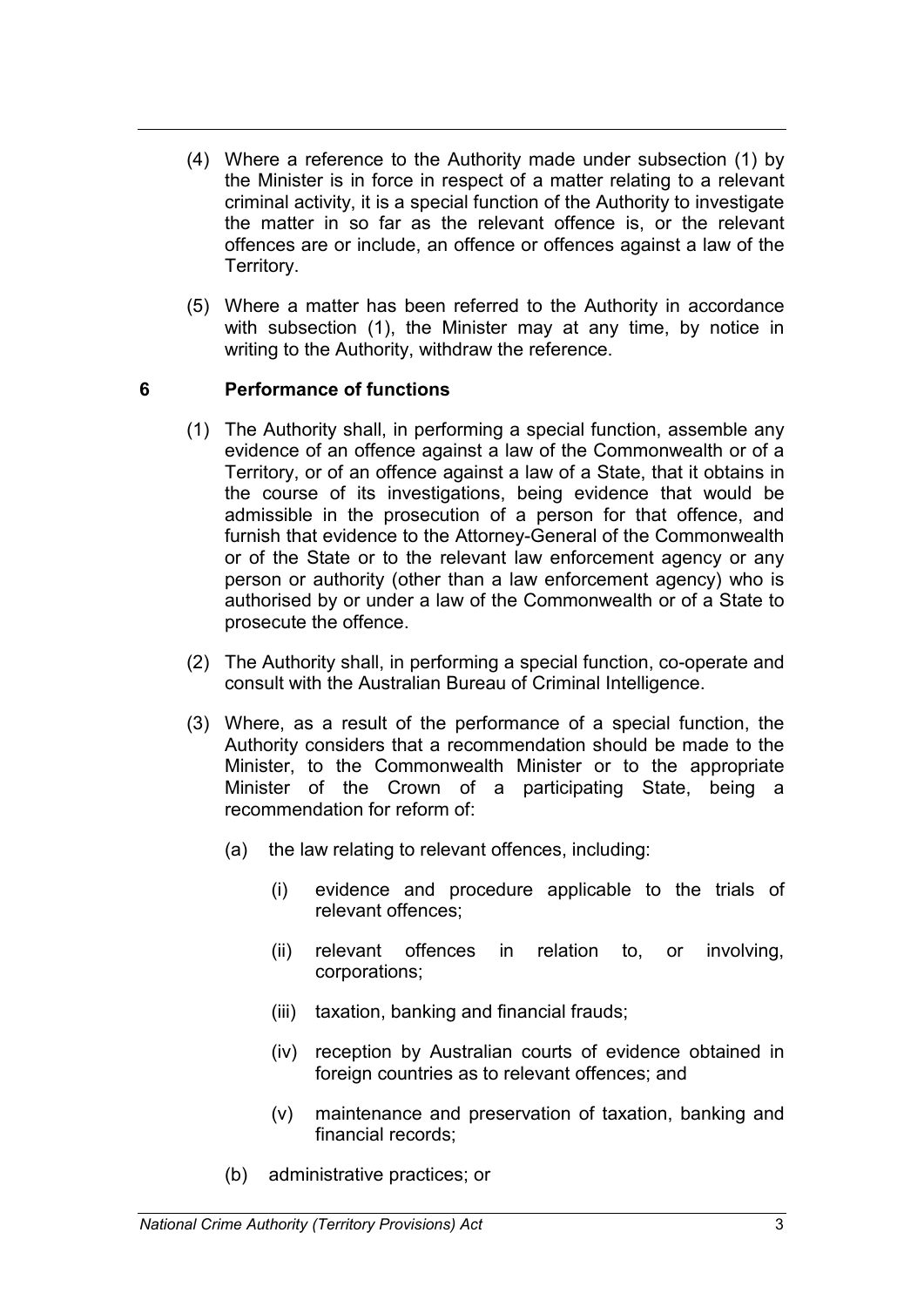(4) Where a reference to the Authority made under subsection (1) by the Minister is in force in respect of a matter relating to a relevant criminal activity, it is a special function of the Authority to investigate the matter in so far as the relevant offence is, or the relevant offences are or include, an offence or offences against a law of the Territory.

(5) Where a matter has been referred to the Authority in accordance with subsection (1), the Minister may at any time, by notice in writing to the Authority, withdraw the reference.

## 6 Performance of functions

(1) The Authority shall, in performing a special function, assemble any evidence of an offence against a law of the Commonwealth or of a Territory, or of an offence against a law of a State, that it obtains in the course of its investigations, being evidence that would be admissible in the prosecution of a person for that offence, and furnish that evidence to the Attorney-General of the Commonwealth or of the State or to the relevant law enforcement agency or any person or authority (other than a law enforcement agency) who is authorised by or under a law of the Commonwealth or of a State to prosecute the offence.

(2) The Authority shall, in performing a special function, co-operate and consult with the Australian Bureau of Criminal Intelligence.

(3) Where, as a result of the performance of a special function, the Authority considers that a recommendation should be made to the Minister, to the Commonwealth Minister or to the appropriate Minister of the Crown of a participating State, being a recommendation for reform of:

- (a) the law relating to relevant offences, including:
  - (i) evidence and procedure applicable to the trials of relevant offences;
  - (ii) relevant offences in relation to, or involving, corporations;
  - (iii) taxation, banking and financial frauds;
  - (iv) reception by Australian courts of evidence obtained in foreign countries as to relevant offences; and
  - (v) maintenance and preservation of taxation, banking and financial records;
- (b) administrative practices; or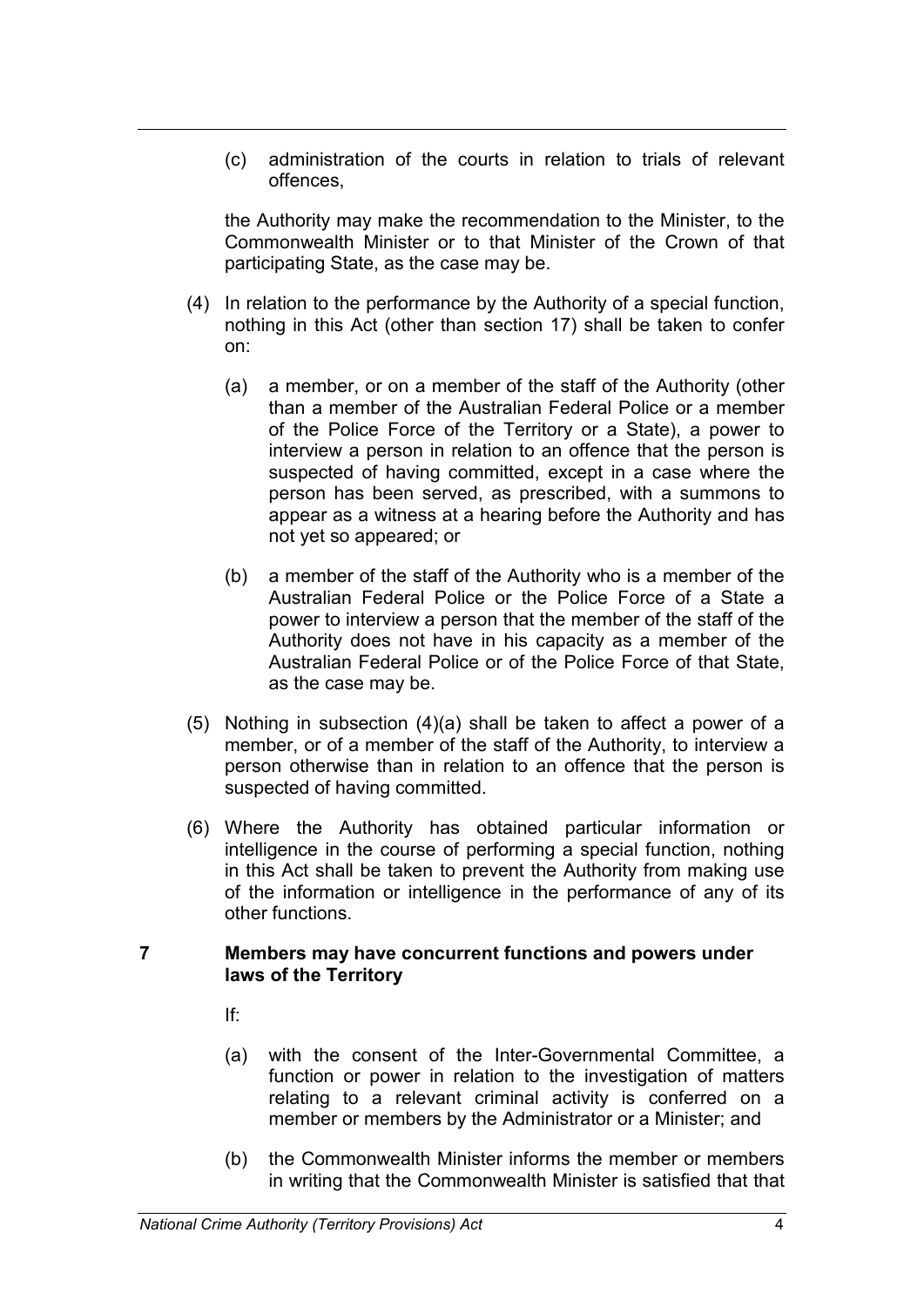(c) administration of the courts in relation to trials of relevant offences,

the Authority may make the recommendation to the Minister, to the Commonwealth Minister or to that Minister of the Crown of that participating State, as the case may be.

(4) In relation to the performance by the Authority of a special function, nothing in this Act (other than section 17) shall be taken to confer on:

(a) a member, or on a member of the staff of the Authority (other than a member of the Australian Federal Police or a member of the Police Force of the Territory or a State), a power to interview a person in relation to an offence that the person is suspected of having committed, except in a case where the person has been served, as prescribed, with a summons to appear as a witness at a hearing before the Authority and has not yet so appeared; or

(b) a member of the staff of the Authority who is a member of the Australian Federal Police or the Police Force of a State a power to interview a person that the member of the staff of the Authority does not have in his capacity as a member of the Australian Federal Police or of the Police Force of that State, as the case may be.

(5) Nothing in subsection (4)(a) shall be taken to affect a power of a member, or of a member of the staff of the Authority, to interview a person otherwise than in relation to an offence that the person is suspected of having committed.

(6) Where the Authority has obtained particular information or intelligence in the course of performing a special function, nothing in this Act shall be taken to prevent the Authority from making use of the information or intelligence in the performance of any of its other functions.

### 7 Members may have concurrent functions and powers under laws of the Territory

If:

(a) with the consent of the Inter-Governmental Committee, a function or power in relation to the investigation of matters relating to a relevant criminal activity is conferred on a member or members by the Administrator or a Minister; and

(b) the Commonwealth Minister informs the member or members in writing that the Commonwealth Minister is satisfied that that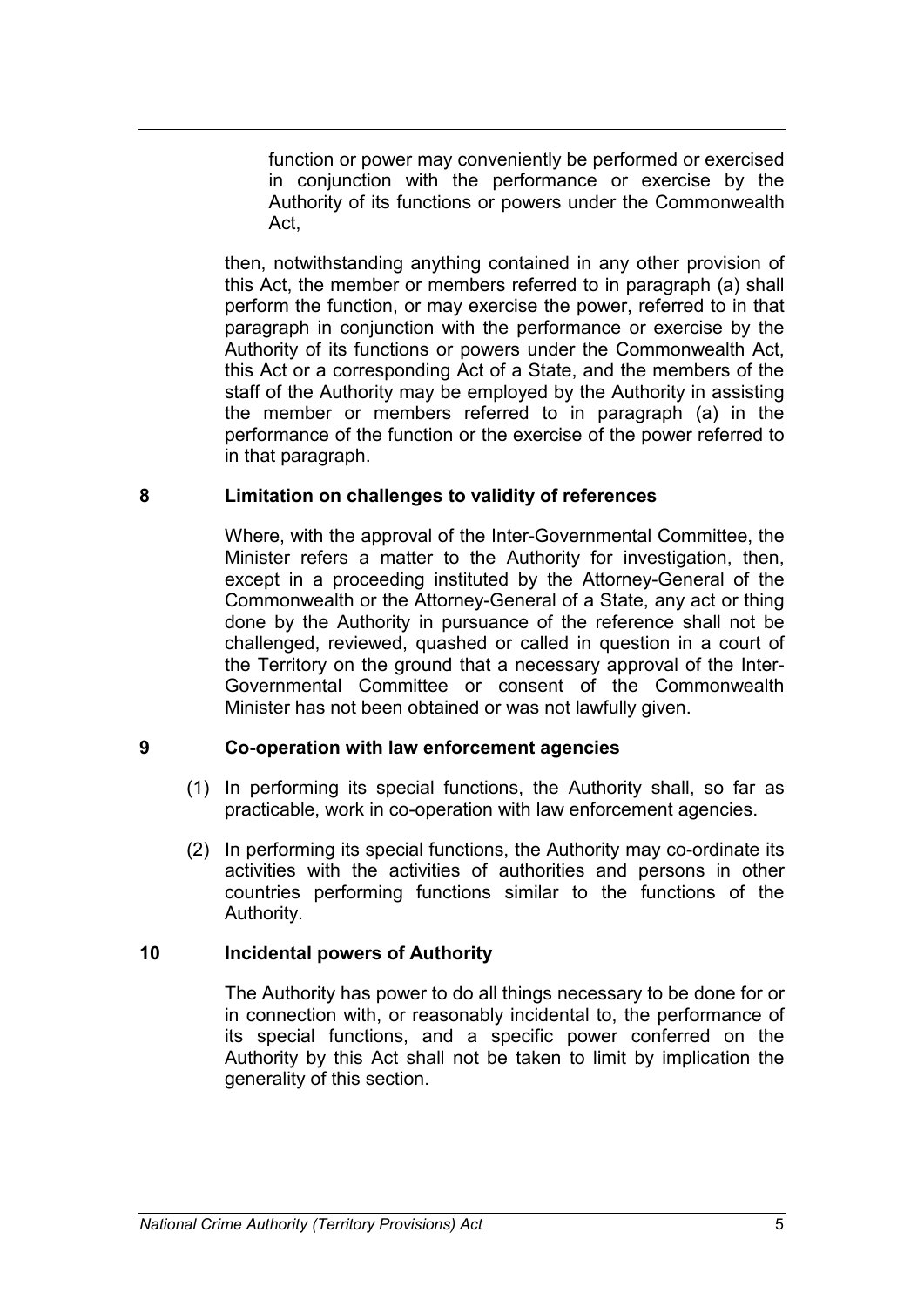function or power may conveniently be performed or exercised in conjunction with the performance or exercise by the Authority of its functions or powers under the Commonwealth Act,

then, notwithstanding anything contained in any other provision of this Act, the member or members referred to in paragraph (a) shall perform the function, or may exercise the power, referred to in that paragraph in conjunction with the performance or exercise by the Authority of its functions or powers under the Commonwealth Act, this Act or a corresponding Act of a State, and the members of the staff of the Authority may be employed by the Authority in assisting the member or members referred to in paragraph (a) in the performance of the function or the exercise of the power referred to in that paragraph.

## 8 Limitation on challenges to validity of references

Where, with the approval of the Inter-Governmental Committee, the Minister refers a matter to the Authority for investigation, then, except in a proceeding instituted by the Attorney-General of the Commonwealth or the Attorney-General of a State, any act or thing done by the Authority in pursuance of the reference shall not be challenged, reviewed, quashed or called in question in a court of the Territory on the ground that a necessary approval of the Inter-Governmental Committee or consent of the Commonwealth Minister has not been obtained or was not lawfully given.

## 9 Co-operation with law enforcement agencies

(1) In performing its special functions, the Authority shall, so far as practicable, work in co-operation with law enforcement agencies.

(2) In performing its special functions, the Authority may co-ordinate its activities with the activities of authorities and persons in other countries performing functions similar to the functions of the Authority.

## 10 Incidental powers of Authority

The Authority has power to do all things necessary to be done for or in connection with, or reasonably incidental to, the performance of its special functions, and a specific power conferred on the Authority by this Act shall not be taken to limit by implication the generality of this section.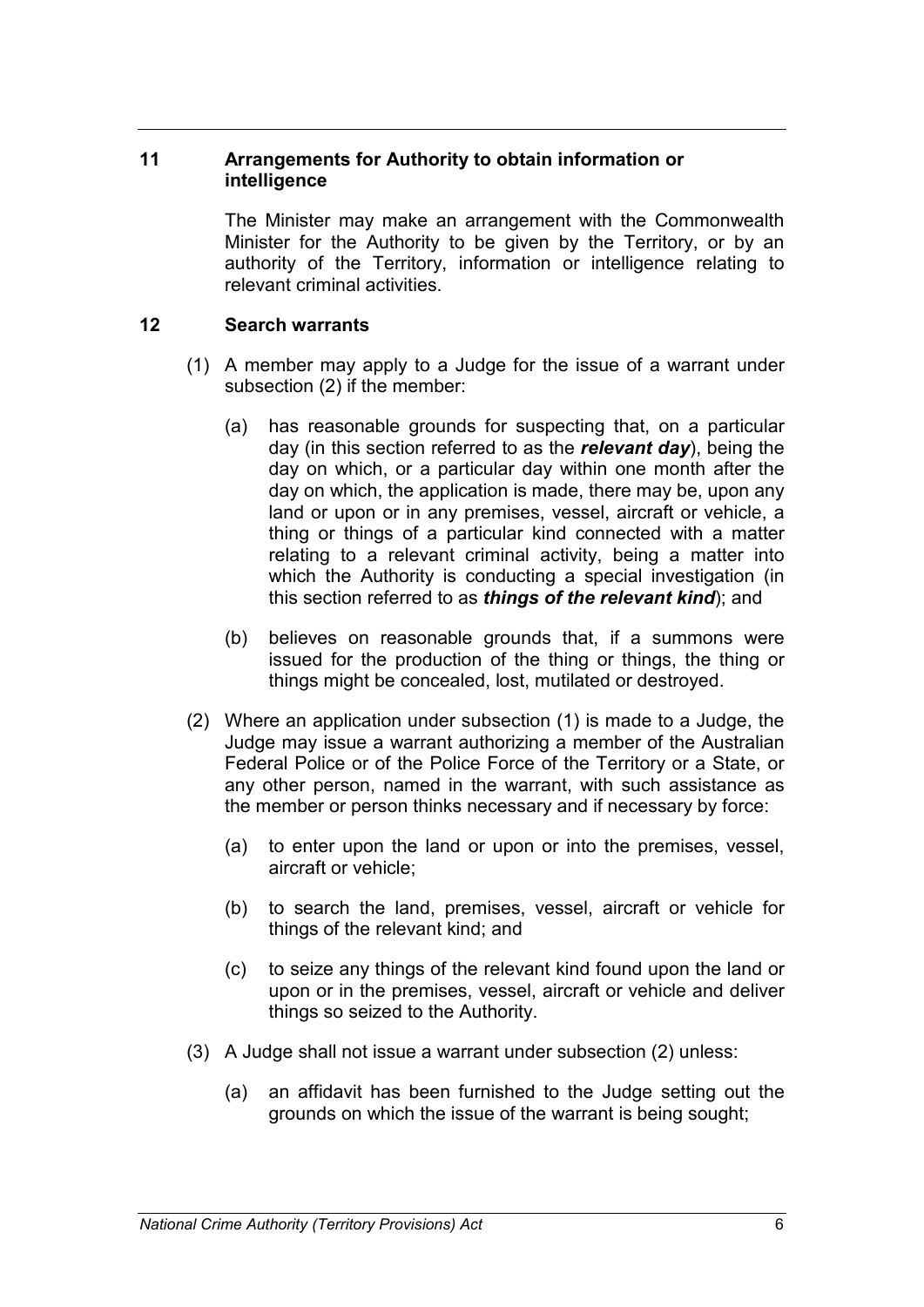## 11 Arrangements for Authority to obtain information or intelligence

The Minister may make an arrangement with the Commonwealth Minister for the Authority to be given by the Territory, or by an authority of the Territory, information or intelligence relating to relevant criminal activities.

## 12 Search warrants

(1) A member may apply to a Judge for the issue of a warrant under subsection (2) if the member:

(a) has reasonable grounds for suspecting that, on a particular day (in this section referred to as the ***relevant day***), being the day on which, or a particular day within one month after the day on which, the application is made, there may be, upon any land or upon or in any premises, vessel, aircraft or vehicle, a thing or things of a particular kind connected with a matter relating to a relevant criminal activity, being a matter into which the Authority is conducting a special investigation (in this section referred to as ***things of the relevant kind***); and

(b) believes on reasonable grounds that, if a summons were issued for the production of the thing or things, the thing or things might be concealed, lost, mutilated or destroyed.

(2) Where an application under subsection (1) is made to a Judge, the Judge may issue a warrant authorizing a member of the Australian Federal Police or of the Police Force of the Territory or a State, or any other person, named in the warrant, with such assistance as the member or person thinks necessary and if necessary by force:

(a) to enter upon the land or upon or into the premises, vessel, aircraft or vehicle;

(b) to search the land, premises, vessel, aircraft or vehicle for things of the relevant kind; and

(c) to seize any things of the relevant kind found upon the land or upon or in the premises, vessel, aircraft or vehicle and deliver things so seized to the Authority.

(3) A Judge shall not issue a warrant under subsection (2) unless:

(a) an affidavit has been furnished to the Judge setting out the grounds on which the issue of the warrant is being sought;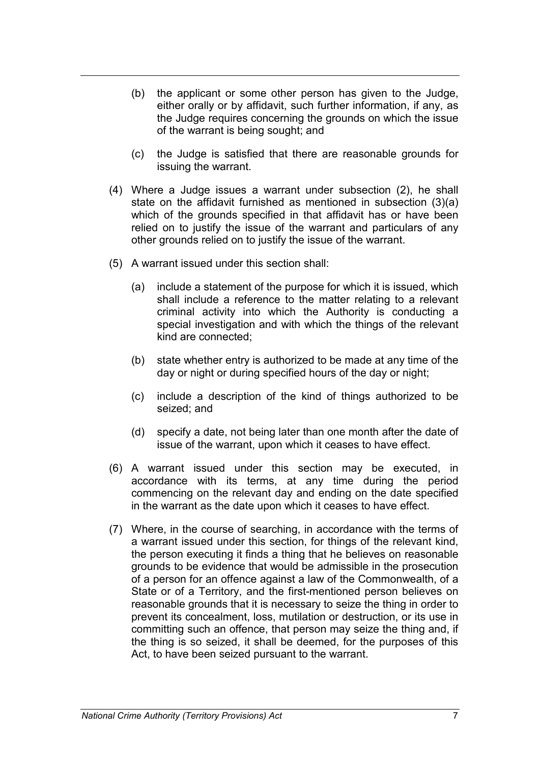(b) the applicant or some other person has given to the Judge, either orally or by affidavit, such further information, if any, as the Judge requires concerning the grounds on which the issue of the warrant is being sought; and

(c) the Judge is satisfied that there are reasonable grounds for issuing the warrant.

(4) Where a Judge issues a warrant under subsection (2), he shall state on the affidavit furnished as mentioned in subsection (3)(a) which of the grounds specified in that affidavit has or have been relied on to justify the issue of the warrant and particulars of any other grounds relied on to justify the issue of the warrant.

(5) A warrant issued under this section shall:

(a) include a statement of the purpose for which it is issued, which shall include a reference to the matter relating to a relevant criminal activity into which the Authority is conducting a special investigation and with which the things of the relevant kind are connected;

(b) state whether entry is authorized to be made at any time of the day or night or during specified hours of the day or night;

(c) include a description of the kind of things authorized to be seized; and

(d) specify a date, not being later than one month after the date of issue of the warrant, upon which it ceases to have effect.

(6) A warrant issued under this section may be executed, in accordance with its terms, at any time during the period commencing on the relevant day and ending on the date specified in the warrant as the date upon which it ceases to have effect.

(7) Where, in the course of searching, in accordance with the terms of a warrant issued under this section, for things of the relevant kind, the person executing it finds a thing that he believes on reasonable grounds to be evidence that would be admissible in the prosecution of a person for an offence against a law of the Commonwealth, of a State or of a Territory, and the first-mentioned person believes on reasonable grounds that it is necessary to seize the thing in order to prevent its concealment, loss, mutilation or destruction, or its use in committing such an offence, that person may seize the thing and, if the thing is so seized, it shall be deemed, for the purposes of this Act, to have been seized pursuant to the warrant.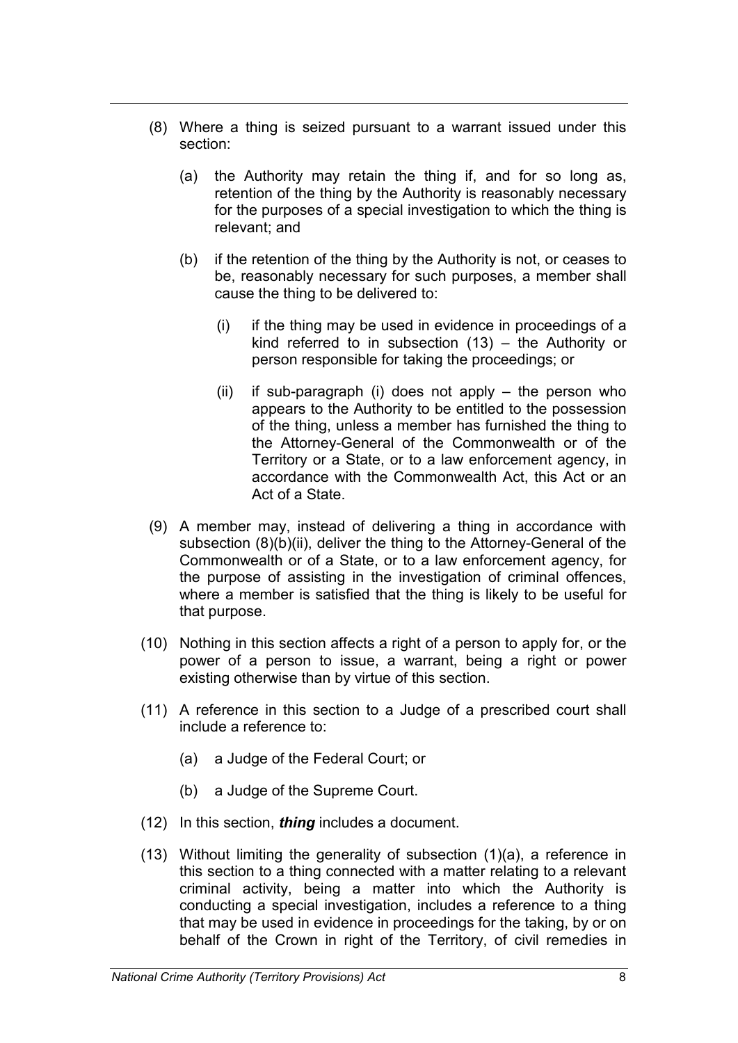(8) Where a thing is seized pursuant to a warrant issued under this section:

   (a) the Authority may retain the thing if, and for so long as, retention of the thing by the Authority is reasonably necessary for the purposes of a special investigation to which the thing is relevant; and

   (b) if the retention of the thing by the Authority is not, or ceases to be, reasonably necessary for such purposes, a member shall cause the thing to be delivered to:

      (i) if the thing may be used in evidence in proceedings of a kind referred to in subsection (13) – the Authority or person responsible for taking the proceedings; or

      (ii) if sub-paragraph (i) does not apply – the person who appears to the Authority to be entitled to the possession of the thing, unless a member has furnished the thing to the Attorney-General of the Commonwealth or of the Territory or a State, or to a law enforcement agency, in accordance with the Commonwealth Act, this Act or an Act of a State.

(9) A member may, instead of delivering a thing in accordance with subsection (8)(b)(ii), deliver the thing to the Attorney-General of the Commonwealth or of a State, or to a law enforcement agency, for the purpose of assisting in the investigation of criminal offences, where a member is satisfied that the thing is likely to be useful for that purpose.

(10) Nothing in this section affects a right of a person to apply for, or the power of a person to issue, a warrant, being a right or power existing otherwise than by virtue of this section.

(11) A reference in this section to a Judge of a prescribed court shall include a reference to:

   (a) a Judge of the Federal Court; or

   (b) a Judge of the Supreme Court.

(12) In this section, ***thing*** includes a document.

(13) Without limiting the generality of subsection (1)(a), a reference in this section to a thing connected with a matter relating to a relevant criminal activity, being a matter into which the Authority is conducting a special investigation, includes a reference to a thing that may be used in evidence in proceedings for the taking, by or on behalf of the Crown in right of the Territory, of civil remedies in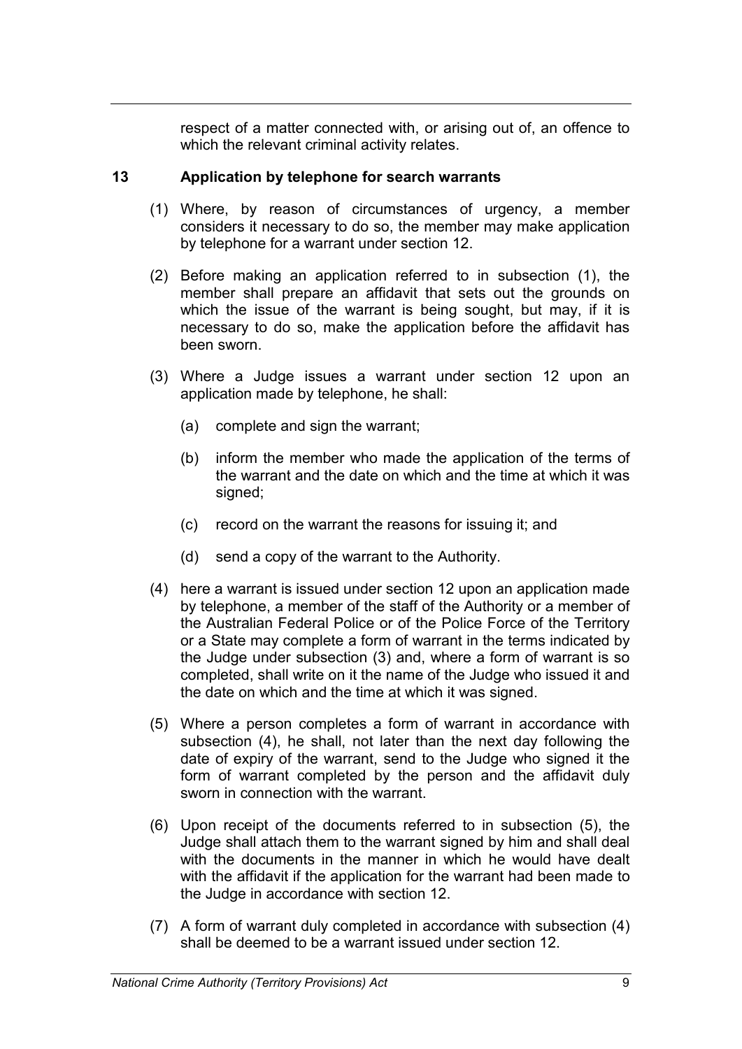respect of a matter connected with, or arising out of, an offence to which the relevant criminal activity relates.

### 13 Application by telephone for search warrants

(1) Where, by reason of circumstances of urgency, a member considers it necessary to do so, the member may make application by telephone for a warrant under section 12.

(2) Before making an application referred to in subsection (1), the member shall prepare an affidavit that sets out the grounds on which the issue of the warrant is being sought, but may, if it is necessary to do so, make the application before the affidavit has been sworn.

(3) Where a Judge issues a warrant under section 12 upon an application made by telephone, he shall:

- (a) complete and sign the warrant;
- (b) inform the member who made the application of the terms of the warrant and the date on which and the time at which it was signed;
- (c) record on the warrant the reasons for issuing it; and
- (d) send a copy of the warrant to the Authority.

(4) here a warrant is issued under section 12 upon an application made by telephone, a member of the staff of the Authority or a member of the Australian Federal Police or of the Police Force of the Territory or a State may complete a form of warrant in the terms indicated by the Judge under subsection (3) and, where a form of warrant is so completed, shall write on it the name of the Judge who issued it and the date on which and the time at which it was signed.

(5) Where a person completes a form of warrant in accordance with subsection (4), he shall, not later than the next day following the date of expiry of the warrant, send to the Judge who signed it the form of warrant completed by the person and the affidavit duly sworn in connection with the warrant.

(6) Upon receipt of the documents referred to in subsection (5), the Judge shall attach them to the warrant signed by him and shall deal with the documents in the manner in which he would have dealt with the affidavit if the application for the warrant had been made to the Judge in accordance with section 12.

(7) A form of warrant duly completed in accordance with subsection (4) shall be deemed to be a warrant issued under section 12.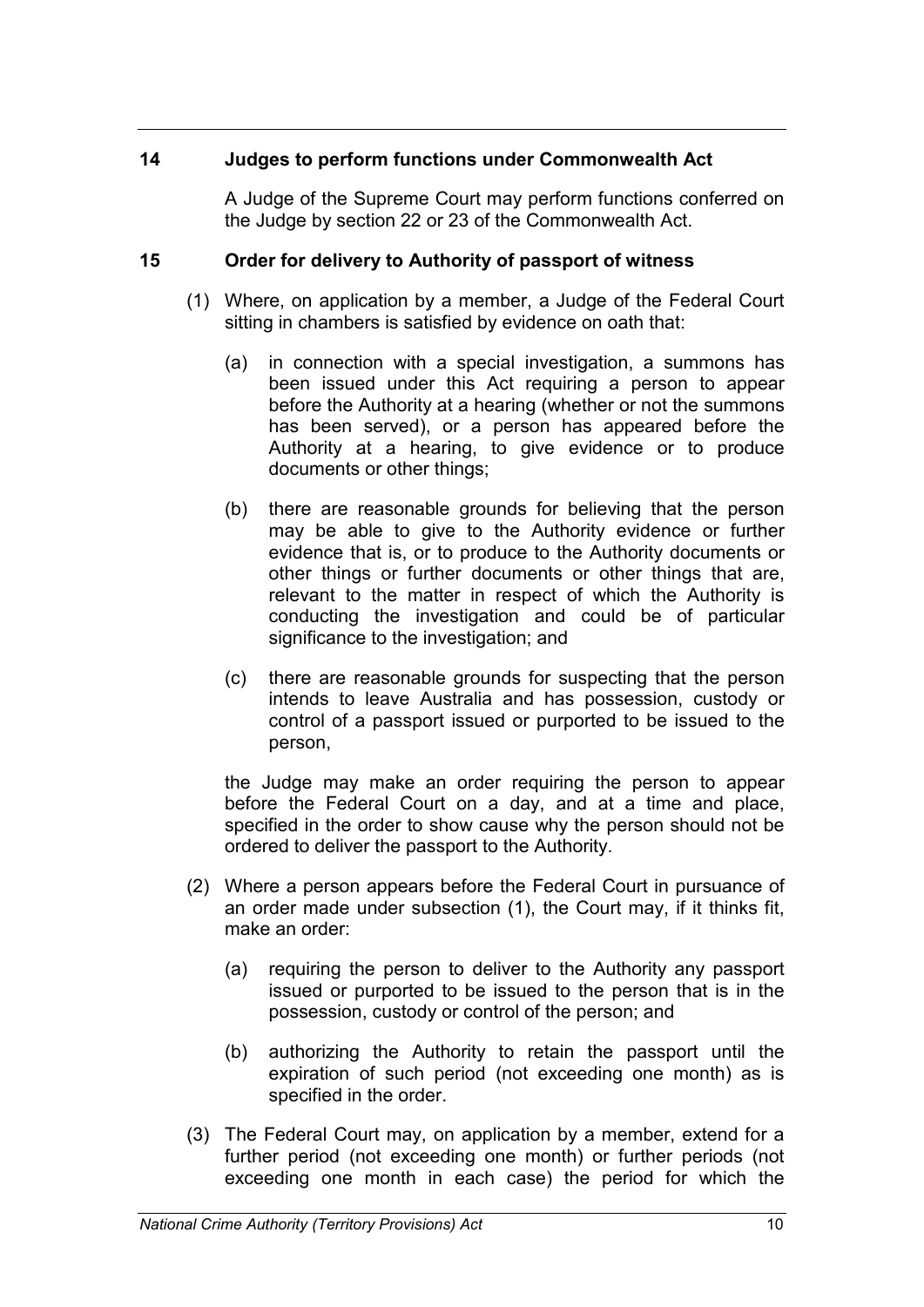## 14 Judges to perform functions under Commonwealth Act

A Judge of the Supreme Court may perform functions conferred on the Judge by section 22 or 23 of the Commonwealth Act.

## 15 Order for delivery to Authority of passport of witness

(1) Where, on application by a member, a Judge of the Federal Court sitting in chambers is satisfied by evidence on oath that:

(a) in connection with a special investigation, a summons has been issued under this Act requiring a person to appear before the Authority at a hearing (whether or not the summons has been served), or a person has appeared before the Authority at a hearing, to give evidence or to produce documents or other things;

(b) there are reasonable grounds for believing that the person may be able to give to the Authority evidence or further evidence that is, or to produce to the Authority documents or other things or further documents or other things that are, relevant to the matter in respect of which the Authority is conducting the investigation and could be of particular significance to the investigation; and

(c) there are reasonable grounds for suspecting that the person intends to leave Australia and has possession, custody or control of a passport issued or purported to be issued to the person,

the Judge may make an order requiring the person to appear before the Federal Court on a day, and at a time and place, specified in the order to show cause why the person should not be ordered to deliver the passport to the Authority.

(2) Where a person appears before the Federal Court in pursuance of an order made under subsection (1), the Court may, if it thinks fit, make an order:

(a) requiring the person to deliver to the Authority any passport issued or purported to be issued to the person that is in the possession, custody or control of the person; and

(b) authorizing the Authority to retain the passport until the expiration of such period (not exceeding one month) as is specified in the order.

(3) The Federal Court may, on application by a member, extend for a further period (not exceeding one month) or further periods (not exceeding one month in each case) the period for which the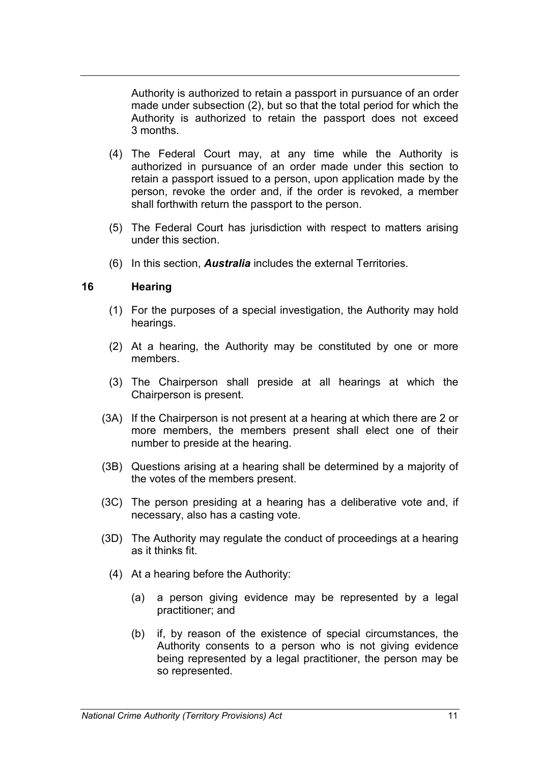Authority is authorized to retain a passport in pursuance of an order made under subsection (2), but so that the total period for which the Authority is authorized to retain the passport does not exceed 3 months.

(4) The Federal Court may, at any time while the Authority is authorized in pursuance of an order made under this section to retain a passport issued to a person, upon application made by the person, revoke the order and, if the order is revoked, a member shall forthwith return the passport to the person.

(5) The Federal Court has jurisdiction with respect to matters arising under this section.

(6) In this section, ***Australia*** includes the external Territories.

## 16 Hearing

(1) For the purposes of a special investigation, the Authority may hold hearings.

(2) At a hearing, the Authority may be constituted by one or more members.

(3) The Chairperson shall preside at all hearings at which the Chairperson is present.

(3A) If the Chairperson is not present at a hearing at which there are 2 or more members, the members present shall elect one of their number to preside at the hearing.

(3B) Questions arising at a hearing shall be determined by a majority of the votes of the members present.

(3C) The person presiding at a hearing has a deliberative vote and, if necessary, also has a casting vote.

(3D) The Authority may regulate the conduct of proceedings at a hearing as it thinks fit.

(4) At a hearing before the Authority:

(a) a person giving evidence may be represented by a legal practitioner; and

(b) if, by reason of the existence of special circumstances, the Authority consents to a person who is not giving evidence being represented by a legal practitioner, the person may be so represented.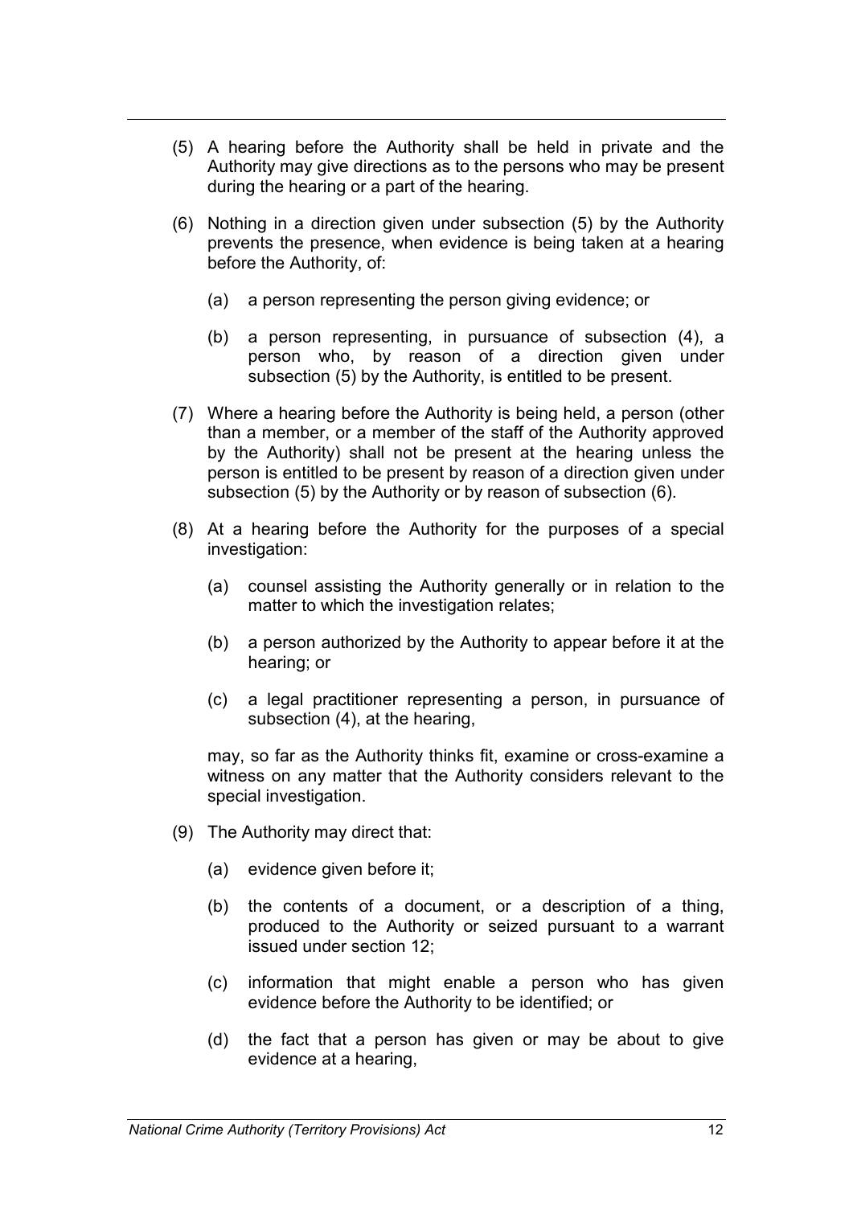(5) A hearing before the Authority shall be held in private and the Authority may give directions as to the persons who may be present during the hearing or a part of the hearing.

(6) Nothing in a direction given under subsection (5) by the Authority prevents the presence, when evidence is being taken at a hearing before the Authority, of:

   (a) a person representing the person giving evidence; or

   (b) a person representing, in pursuance of subsection (4), a person who, by reason of a direction given under subsection (5) by the Authority, is entitled to be present.

(7) Where a hearing before the Authority is being held, a person (other than a member, or a member of the staff of the Authority approved by the Authority) shall not be present at the hearing unless the person is entitled to be present by reason of a direction given under subsection (5) by the Authority or by reason of subsection (6).

(8) At a hearing before the Authority for the purposes of a special investigation:

   (a) counsel assisting the Authority generally or in relation to the matter to which the investigation relates;

   (b) a person authorized by the Authority to appear before it at the hearing; or

   (c) a legal practitioner representing a person, in pursuance of subsection (4), at the hearing,

   may, so far as the Authority thinks fit, examine or cross-examine a witness on any matter that the Authority considers relevant to the special investigation.

(9) The Authority may direct that:

   (a) evidence given before it;

   (b) the contents of a document, or a description of a thing, produced to the Authority or seized pursuant to a warrant issued under section 12;

   (c) information that might enable a person who has given evidence before the Authority to be identified; or

   (d) the fact that a person has given or may be about to give evidence at a hearing,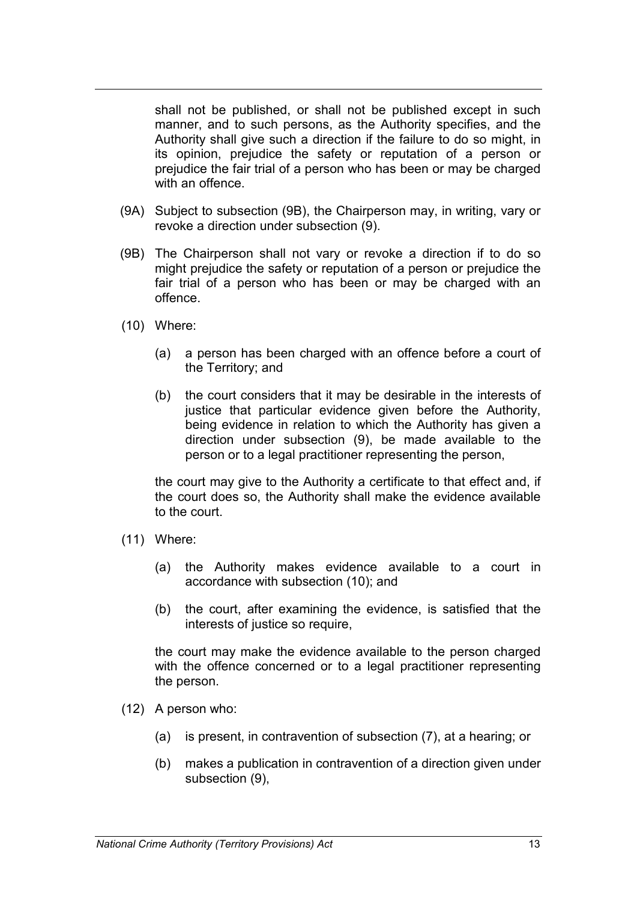shall not be published, or shall not be published except in such manner, and to such persons, as the Authority specifies, and the Authority shall give such a direction if the failure to do so might, in its opinion, prejudice the safety or reputation of a person or prejudice the fair trial of a person who has been or may be charged with an offence.

(9A) Subject to subsection (9B), the Chairperson may, in writing, vary or revoke a direction under subsection (9).

(9B) The Chairperson shall not vary or revoke a direction if to do so might prejudice the safety or reputation of a person or prejudice the fair trial of a person who has been or may be charged with an offence.

(10) Where:

(a) a person has been charged with an offence before a court of the Territory; and

(b) the court considers that it may be desirable in the interests of justice that particular evidence given before the Authority, being evidence in relation to which the Authority has given a direction under subsection (9), be made available to the person or to a legal practitioner representing the person,

the court may give to the Authority a certificate to that effect and, if the court does so, the Authority shall make the evidence available to the court.

(11) Where:

(a) the Authority makes evidence available to a court in accordance with subsection (10); and

(b) the court, after examining the evidence, is satisfied that the interests of justice so require,

the court may make the evidence available to the person charged with the offence concerned or to a legal practitioner representing the person.

(12) A person who:

(a) is present, in contravention of subsection (7), at a hearing; or

(b) makes a publication in contravention of a direction given under subsection (9),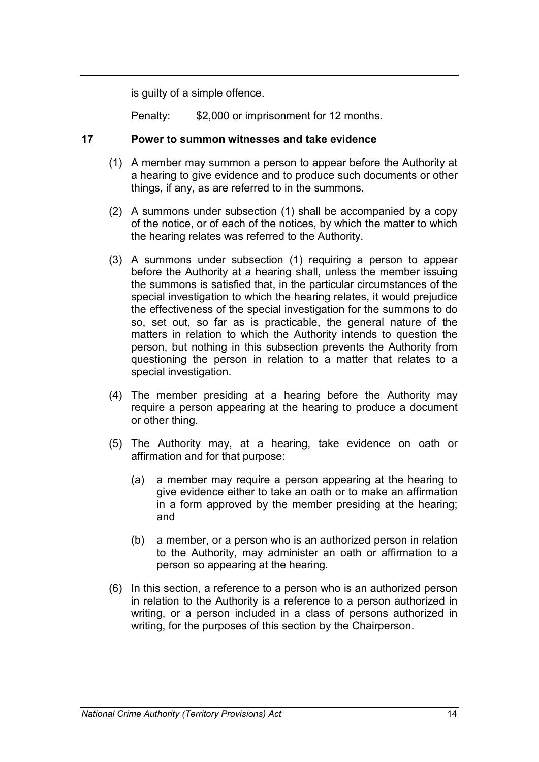is guilty of a simple offence.

Penalty: $2,000 or imprisonment for 12 months.

### 17 Power to summon witnesses and take evidence

(1) A member may summon a person to appear before the Authority at a hearing to give evidence and to produce such documents or other things, if any, as are referred to in the summons.

(2) A summons under subsection (1) shall be accompanied by a copy of the notice, or of each of the notices, by which the matter to which the hearing relates was referred to the Authority.

(3) A summons under subsection (1) requiring a person to appear before the Authority at a hearing shall, unless the member issuing the summons is satisfied that, in the particular circumstances of the special investigation to which the hearing relates, it would prejudice the effectiveness of the special investigation for the summons to do so, set out, so far as is practicable, the general nature of the matters in relation to which the Authority intends to question the person, but nothing in this subsection prevents the Authority from questioning the person in relation to a matter that relates to a special investigation.

(4) The member presiding at a hearing before the Authority may require a person appearing at the hearing to produce a document or other thing.

(5) The Authority may, at a hearing, take evidence on oath or affirmation and for that purpose:

(a) a member may require a person appearing at the hearing to give evidence either to take an oath or to make an affirmation in a form approved by the member presiding at the hearing; and

(b) a member, or a person who is an authorized person in relation to the Authority, may administer an oath or affirmation to a person so appearing at the hearing.

(6) In this section, a reference to a person who is an authorized person in relation to the Authority is a reference to a person authorized in writing, or a person included in a class of persons authorized in writing, for the purposes of this section by the Chairperson.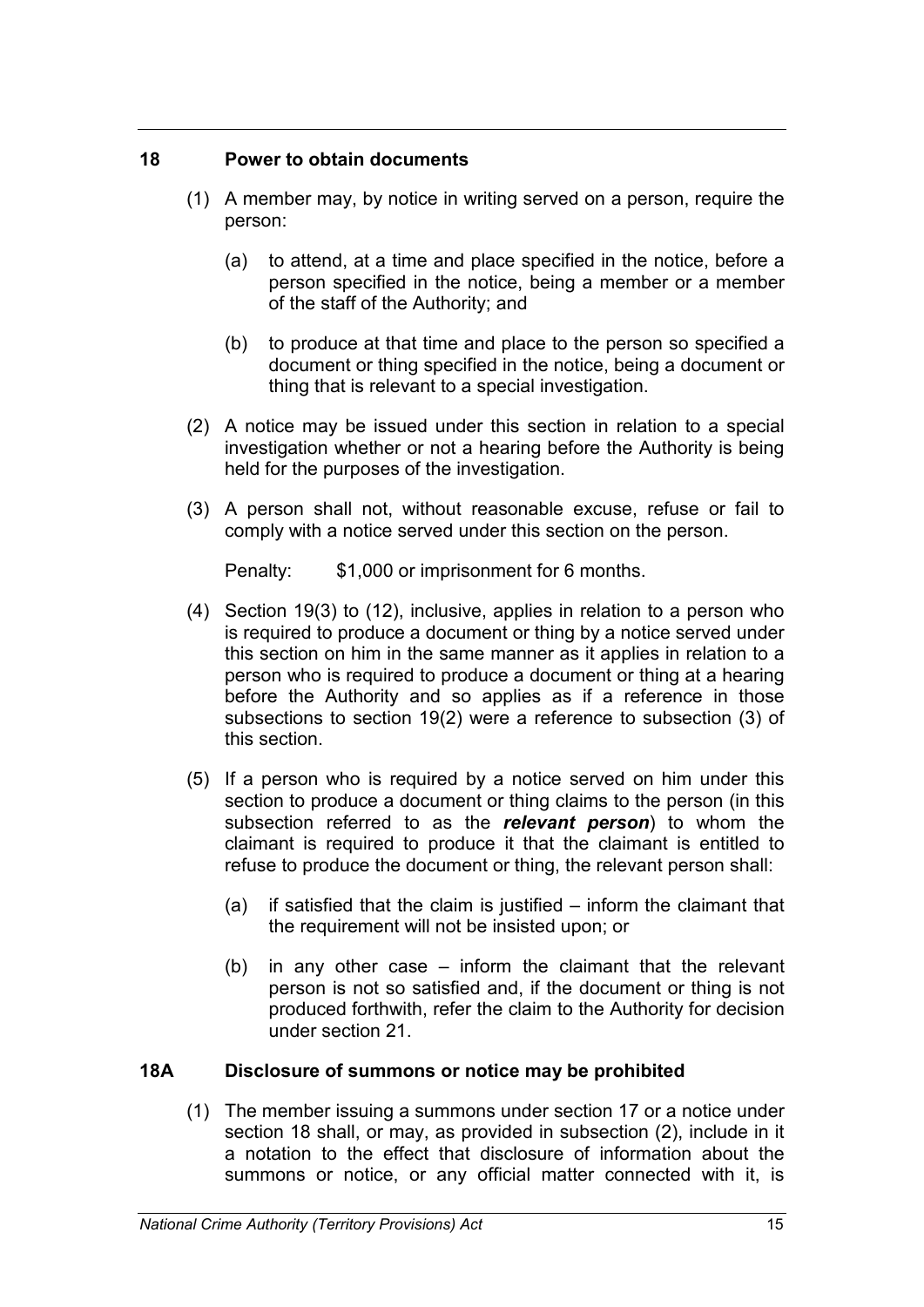## 18 Power to obtain documents

(1) A member may, by notice in writing served on a person, require the person:

(a) to attend, at a time and place specified in the notice, before a person specified in the notice, being a member or a member of the staff of the Authority; and

(b) to produce at that time and place to the person so specified a document or thing specified in the notice, being a document or thing that is relevant to a special investigation.

(2) A notice may be issued under this section in relation to a special investigation whether or not a hearing before the Authority is being held for the purposes of the investigation.

(3) A person shall not, without reasonable excuse, refuse or fail to comply with a notice served under this section on the person.

Penalty: $1,000 or imprisonment for 6 months.

(4) Section 19(3) to (12), inclusive, applies in relation to a person who is required to produce a document or thing by a notice served under this section on him in the same manner as it applies in relation to a person who is required to produce a document or thing at a hearing before the Authority and so applies as if a reference in those subsections to section 19(2) were a reference to subsection (3) of this section.

(5) If a person who is required by a notice served on him under this section to produce a document or thing claims to the person (in this subsection referred to as the ***relevant person***) to whom the claimant is required to produce it that the claimant is entitled to refuse to produce the document or thing, the relevant person shall:

(a) if satisfied that the claim is justified – inform the claimant that the requirement will not be insisted upon; or

(b) in any other case – inform the claimant that the relevant person is not so satisfied and, if the document or thing is not produced forthwith, refer the claim to the Authority for decision under section 21.

## 18A Disclosure of summons or notice may be prohibited

(1) The member issuing a summons under section 17 or a notice under section 18 shall, or may, as provided in subsection (2), include in it a notation to the effect that disclosure of information about the summons or notice, or any official matter connected with it, is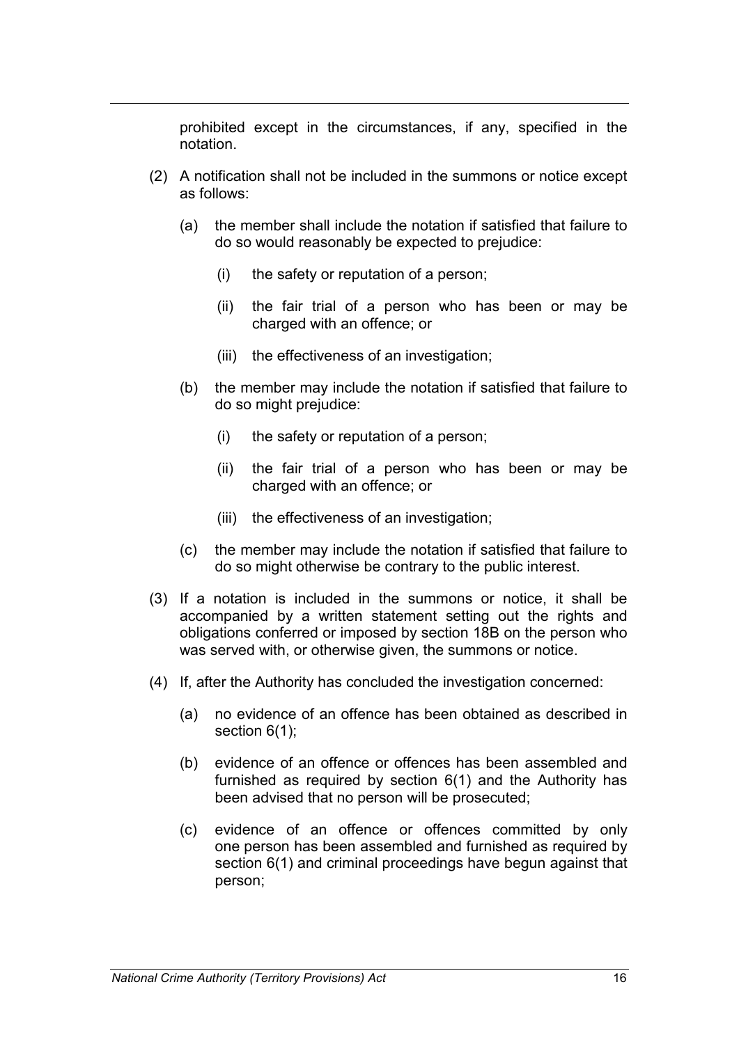prohibited except in the circumstances, if any, specified in the notation.

(2) A notification shall not be included in the summons or notice except as follows:

(a) the member shall include the notation if satisfied that failure to do so would reasonably be expected to prejudice:

(i) the safety or reputation of a person;

(ii) the fair trial of a person who has been or may be charged with an offence; or

(iii) the effectiveness of an investigation;

(b) the member may include the notation if satisfied that failure to do so might prejudice:

(i) the safety or reputation of a person;

(ii) the fair trial of a person who has been or may be charged with an offence; or

(iii) the effectiveness of an investigation;

(c) the member may include the notation if satisfied that failure to do so might otherwise be contrary to the public interest.

(3) If a notation is included in the summons or notice, it shall be accompanied by a written statement setting out the rights and obligations conferred or imposed by section 18B on the person who was served with, or otherwise given, the summons or notice.

(4) If, after the Authority has concluded the investigation concerned:

(a) no evidence of an offence has been obtained as described in section 6(1);

(b) evidence of an offence or offences has been assembled and furnished as required by section 6(1) and the Authority has been advised that no person will be prosecuted;

(c) evidence of an offence or offences committed by only one person has been assembled and furnished as required by section 6(1) and criminal proceedings have begun against that person;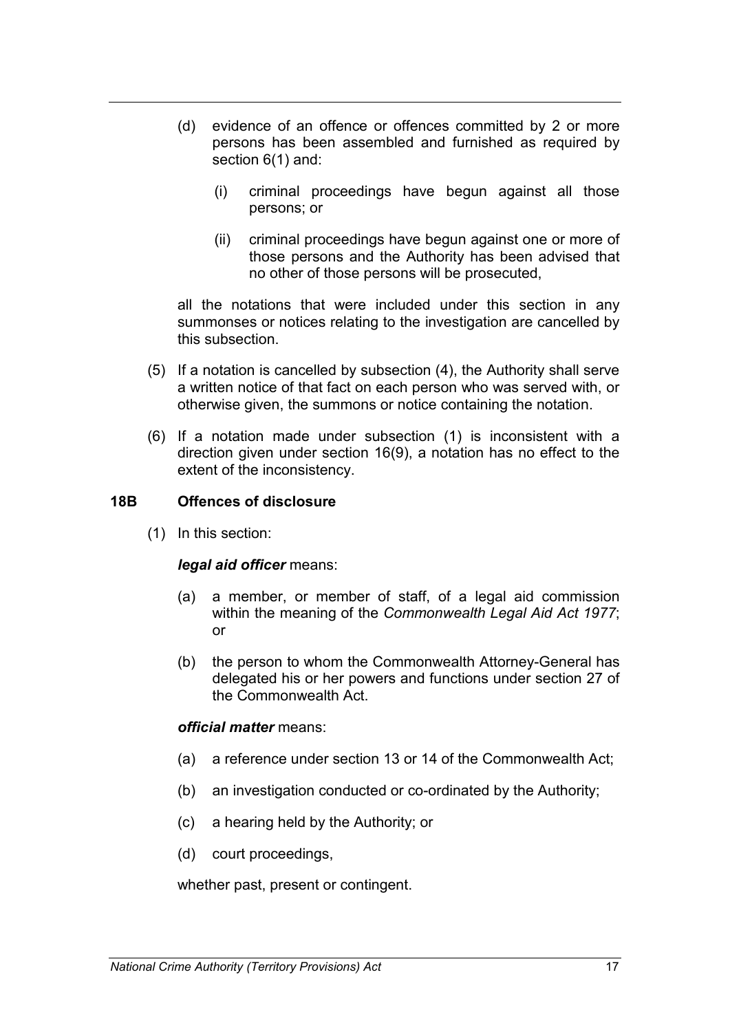(d) evidence of an offence or offences committed by 2 or more persons has been assembled and furnished as required by section 6(1) and:

(i) criminal proceedings have begun against all those persons; or

(ii) criminal proceedings have begun against one or more of those persons and the Authority has been advised that no other of those persons will be prosecuted,

all the notations that were included under this section in any summonses or notices relating to the investigation are cancelled by this subsection.

(5) If a notation is cancelled by subsection (4), the Authority shall serve a written notice of that fact on each person who was served with, or otherwise given, the summons or notice containing the notation.

(6) If a notation made under subsection (1) is inconsistent with a direction given under section 16(9), a notation has no effect to the extent of the inconsistency.

### 18B Offences of disclosure

(1) In this section:

***legal aid officer*** means:

(a) a member, or member of staff, of a legal aid commission within the meaning of the *Commonwealth Legal Aid Act 1977*; or

(b) the person to whom the Commonwealth Attorney-General has delegated his or her powers and functions under section 27 of the Commonwealth Act.

***official matter*** means:

(a) a reference under section 13 or 14 of the Commonwealth Act;

(b) an investigation conducted or co-ordinated by the Authority;

(c) a hearing held by the Authority; or

(d) court proceedings,

whether past, present or contingent.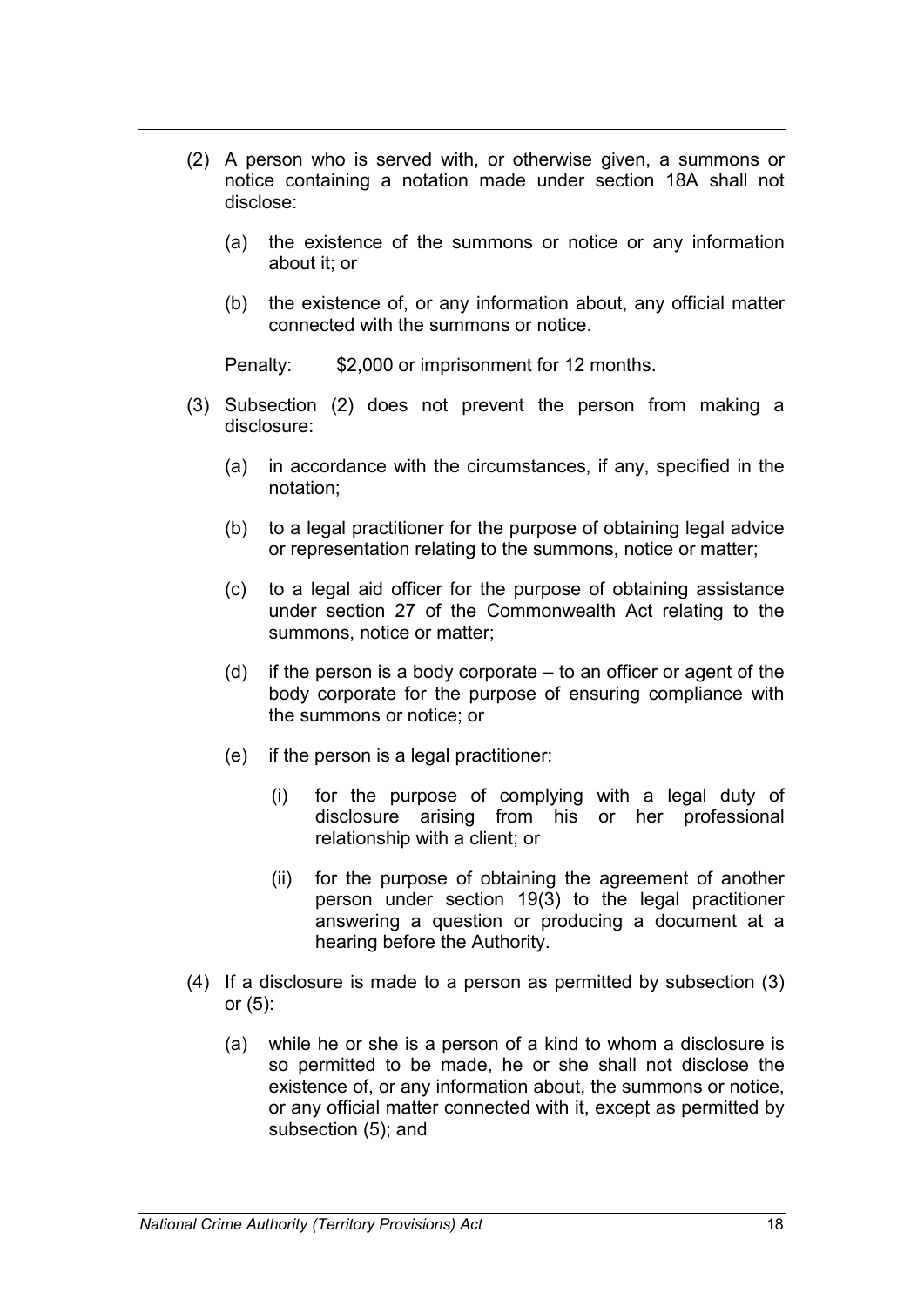(2) A person who is served with, or otherwise given, a summons or notice containing a notation made under section 18A shall not disclose:

(a) the existence of the summons or notice or any information about it; or

(b) the existence of, or any information about, any official matter connected with the summons or notice.

Penalty: $2,000 or imprisonment for 12 months.

(3) Subsection (2) does not prevent the person from making a disclosure:

(a) in accordance with the circumstances, if any, specified in the notation;

(b) to a legal practitioner for the purpose of obtaining legal advice or representation relating to the summons, notice or matter;

(c) to a legal aid officer for the purpose of obtaining assistance under section 27 of the Commonwealth Act relating to the summons, notice or matter;

(d) if the person is a body corporate – to an officer or agent of the body corporate for the purpose of ensuring compliance with the summons or notice; or

(e) if the person is a legal practitioner:

(i) for the purpose of complying with a legal duty of disclosure arising from his or her professional relationship with a client; or

(ii) for the purpose of obtaining the agreement of another person under section 19(3) to the legal practitioner answering a question or producing a document at a hearing before the Authority.

(4) If a disclosure is made to a person as permitted by subsection (3) or (5):

(a) while he or she is a person of a kind to whom a disclosure is so permitted to be made, he or she shall not disclose the existence of, or any information about, the summons or notice, or any official matter connected with it, except as permitted by subsection (5); and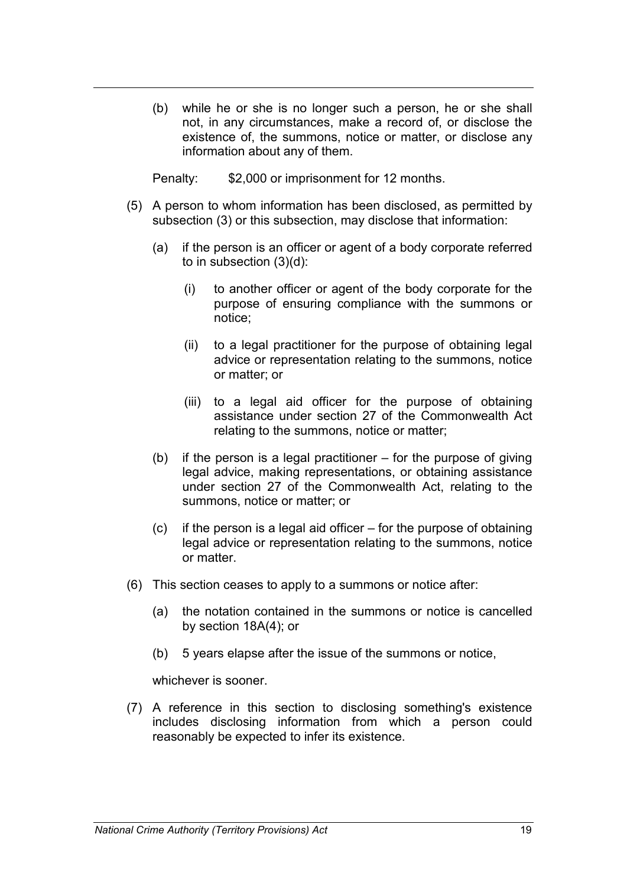(b) while he or she is no longer such a person, he or she shall not, in any circumstances, make a record of, or disclose the existence of, the summons, notice or matter, or disclose any information about any of them.

Penalty: $2,000 or imprisonment for 12 months.

(5) A person to whom information has been disclosed, as permitted by subsection (3) or this subsection, may disclose that information:

(a) if the person is an officer or agent of a body corporate referred to in subsection (3)(d):

(i) to another officer or agent of the body corporate for the purpose of ensuring compliance with the summons or notice;

(ii) to a legal practitioner for the purpose of obtaining legal advice or representation relating to the summons, notice or matter; or

(iii) to a legal aid officer for the purpose of obtaining assistance under section 27 of the Commonwealth Act relating to the summons, notice or matter;

(b) if the person is a legal practitioner – for the purpose of giving legal advice, making representations, or obtaining assistance under section 27 of the Commonwealth Act, relating to the summons, notice or matter; or

(c) if the person is a legal aid officer – for the purpose of obtaining legal advice or representation relating to the summons, notice or matter.

(6) This section ceases to apply to a summons or notice after:

(a) the notation contained in the summons or notice is cancelled by section 18A(4); or

(b) 5 years elapse after the issue of the summons or notice,

whichever is sooner.

(7) A reference in this section to disclosing something's existence includes disclosing information from which a person could reasonably be expected to infer its existence.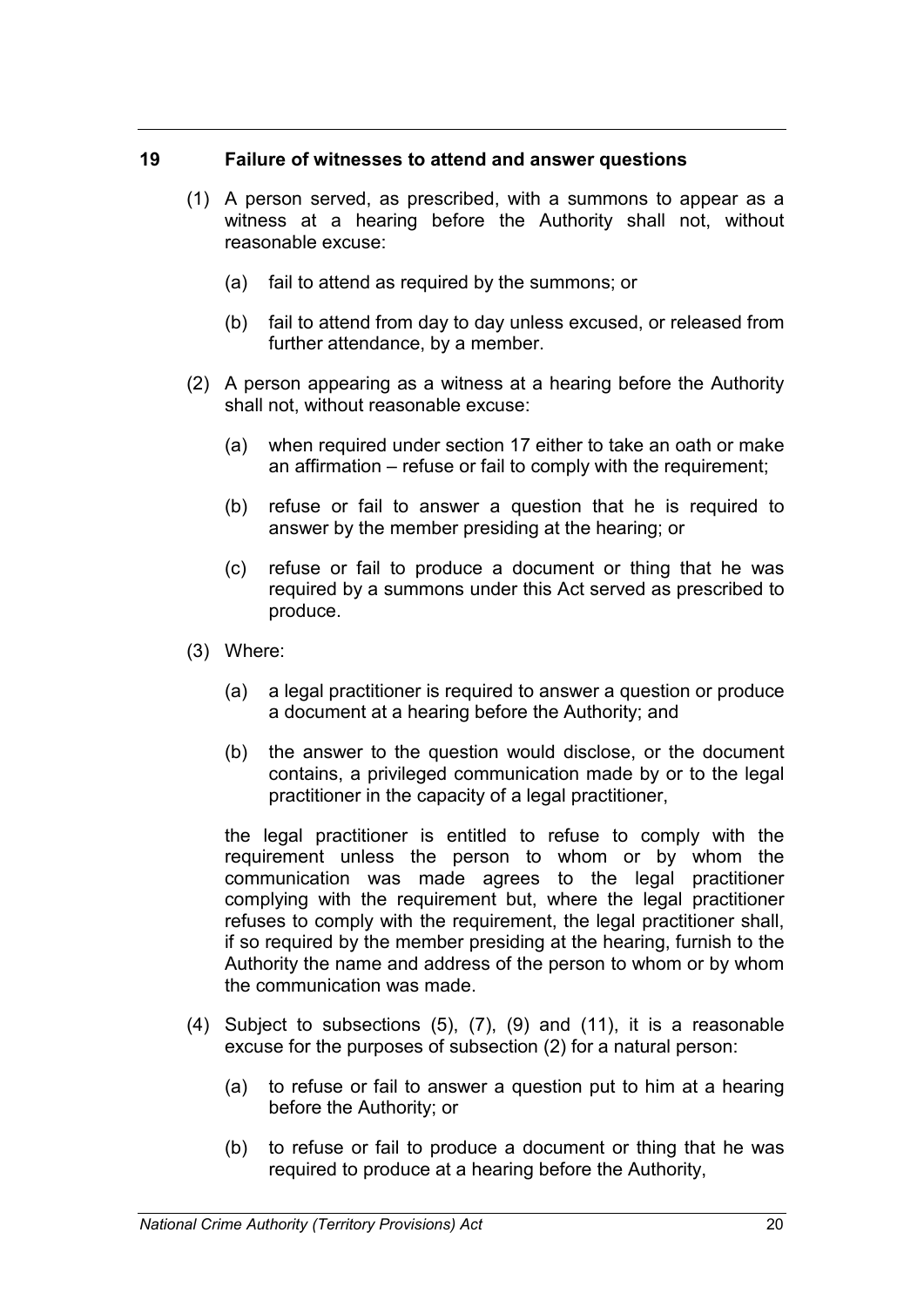## 19 Failure of witnesses to attend and answer questions

(1) A person served, as prescribed, with a summons to appear as a witness at a hearing before the Authority shall not, without reasonable excuse:

(a) fail to attend as required by the summons; or

(b) fail to attend from day to day unless excused, or released from further attendance, by a member.

(2) A person appearing as a witness at a hearing before the Authority shall not, without reasonable excuse:

(a) when required under section 17 either to take an oath or make an affirmation – refuse or fail to comply with the requirement;

(b) refuse or fail to answer a question that he is required to answer by the member presiding at the hearing; or

(c) refuse or fail to produce a document or thing that he was required by a summons under this Act served as prescribed to produce.

(3) Where:

(a) a legal practitioner is required to answer a question or produce a document at a hearing before the Authority; and

(b) the answer to the question would disclose, or the document contains, a privileged communication made by or to the legal practitioner in the capacity of a legal practitioner,

the legal practitioner is entitled to refuse to comply with the requirement unless the person to whom or by whom the communication was made agrees to the legal practitioner complying with the requirement but, where the legal practitioner refuses to comply with the requirement, the legal practitioner shall, if so required by the member presiding at the hearing, furnish to the Authority the name and address of the person to whom or by whom the communication was made.

(4) Subject to subsections (5), (7), (9) and (11), it is a reasonable excuse for the purposes of subsection (2) for a natural person:

(a) to refuse or fail to answer a question put to him at a hearing before the Authority; or

(b) to refuse or fail to produce a document or thing that he was required to produce at a hearing before the Authority,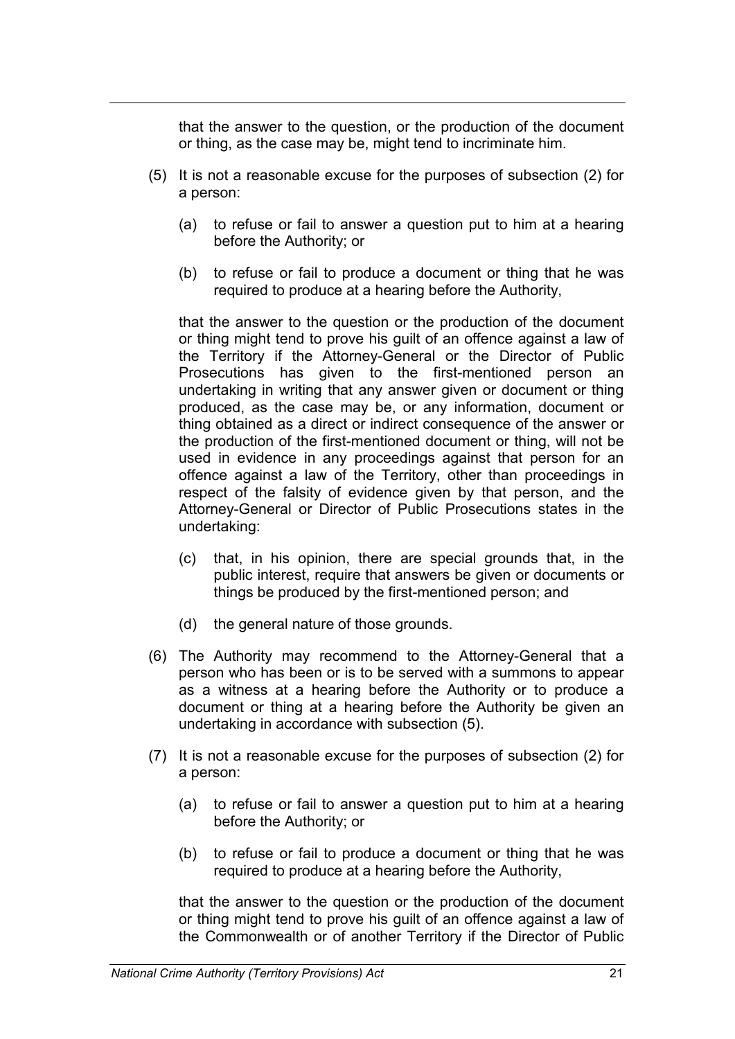that the answer to the question, or the production of the document or thing, as the case may be, might tend to incriminate him.

(5) It is not a reasonable excuse for the purposes of subsection (2) for a person:

(a) to refuse or fail to answer a question put to him at a hearing before the Authority; or

(b) to refuse or fail to produce a document or thing that he was required to produce at a hearing before the Authority,

that the answer to the question or the production of the document or thing might tend to prove his guilt of an offence against a law of the Territory if the Attorney-General or the Director of Public Prosecutions has given to the first-mentioned person an undertaking in writing that any answer given or document or thing produced, as the case may be, or any information, document or thing obtained as a direct or indirect consequence of the answer or the production of the first-mentioned document or thing, will not be used in evidence in any proceedings against that person for an offence against a law of the Territory, other than proceedings in respect of the falsity of evidence given by that person, and the Attorney-General or Director of Public Prosecutions states in the undertaking:

(c) that, in his opinion, there are special grounds that, in the public interest, require that answers be given or documents or things be produced by the first-mentioned person; and

(d) the general nature of those grounds.

(6) The Authority may recommend to the Attorney-General that a person who has been or is to be served with a summons to appear as a witness at a hearing before the Authority or to produce a document or thing at a hearing before the Authority be given an undertaking in accordance with subsection (5).

(7) It is not a reasonable excuse for the purposes of subsection (2) for a person:

(a) to refuse or fail to answer a question put to him at a hearing before the Authority; or

(b) to refuse or fail to produce a document or thing that he was required to produce at a hearing before the Authority,

that the answer to the question or the production of the document or thing might tend to prove his guilt of an offence against a law of the Commonwealth or of another Territory if the Director of Public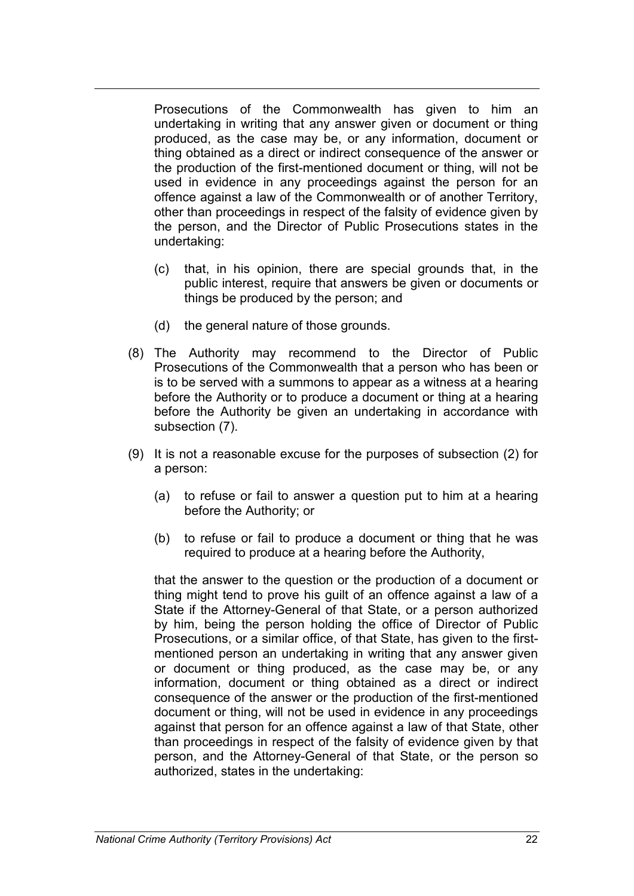Prosecutions of the Commonwealth has given to him an undertaking in writing that any answer given or document or thing produced, as the case may be, or any information, document or thing obtained as a direct or indirect consequence of the answer or the production of the first-mentioned document or thing, will not be used in evidence in any proceedings against the person for an offence against a law of the Commonwealth or of another Territory, other than proceedings in respect of the falsity of evidence given by the person, and the Director of Public Prosecutions states in the undertaking:

(c) that, in his opinion, there are special grounds that, in the public interest, require that answers be given or documents or things be produced by the person; and

(d) the general nature of those grounds.

(8) The Authority may recommend to the Director of Public Prosecutions of the Commonwealth that a person who has been or is to be served with a summons to appear as a witness at a hearing before the Authority or to produce a document or thing at a hearing before the Authority be given an undertaking in accordance with subsection (7).

(9) It is not a reasonable excuse for the purposes of subsection (2) for a person:

(a) to refuse or fail to answer a question put to him at a hearing before the Authority; or

(b) to refuse or fail to produce a document or thing that he was required to produce at a hearing before the Authority,

that the answer to the question or the production of a document or thing might tend to prove his guilt of an offence against a law of a State if the Attorney-General of that State, or a person authorized by him, being the person holding the office of Director of Public Prosecutions, or a similar office, of that State, has given to the first-mentioned person an undertaking in writing that any answer given or document or thing produced, as the case may be, or any information, document or thing obtained as a direct or indirect consequence of the answer or the production of the first-mentioned document or thing, will not be used in evidence in any proceedings against that person for an offence against a law of that State, other than proceedings in respect of the falsity of evidence given by that person, and the Attorney-General of that State, or the person so authorized, states in the undertaking: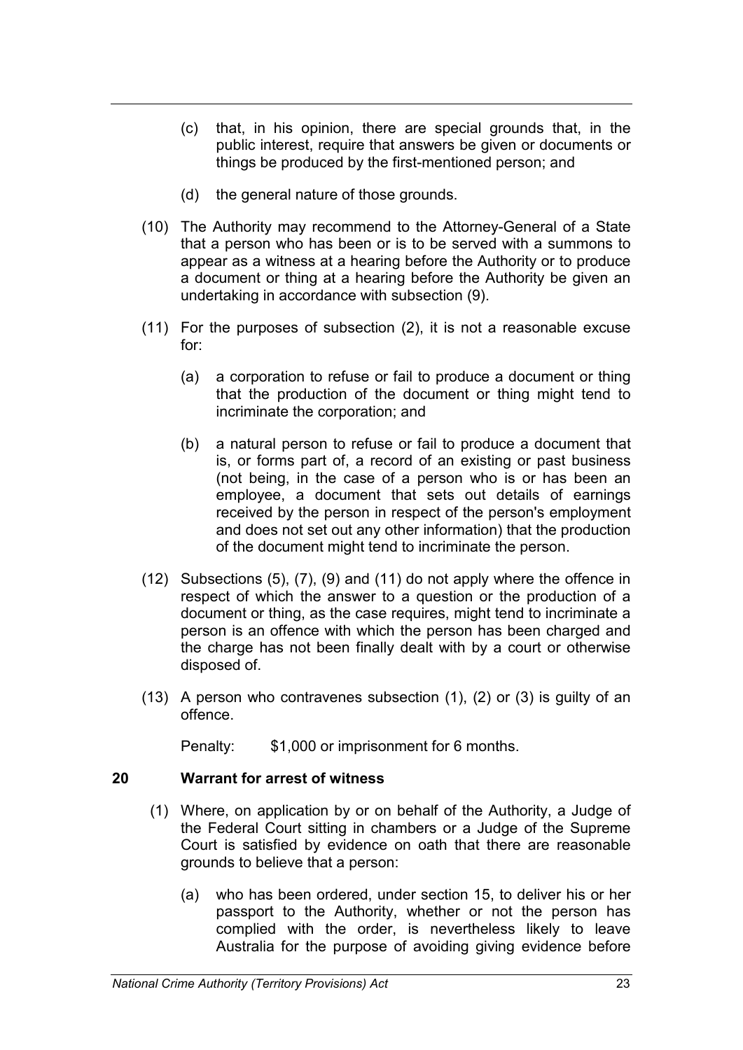(c) that, in his opinion, there are special grounds that, in the public interest, require that answers be given or documents or things be produced by the first-mentioned person; and

(d) the general nature of those grounds.

(10) The Authority may recommend to the Attorney-General of a State that a person who has been or is to be served with a summons to appear as a witness at a hearing before the Authority or to produce a document or thing at a hearing before the Authority be given an undertaking in accordance with subsection (9).

(11) For the purposes of subsection (2), it is not a reasonable excuse for:

(a) a corporation to refuse or fail to produce a document or thing that the production of the document or thing might tend to incriminate the corporation; and

(b) a natural person to refuse or fail to produce a document that is, or forms part of, a record of an existing or past business (not being, in the case of a person who is or has been an employee, a document that sets out details of earnings received by the person in respect of the person's employment and does not set out any other information) that the production of the document might tend to incriminate the person.

(12) Subsections (5), (7), (9) and (11) do not apply where the offence in respect of which the answer to a question or the production of a document or thing, as the case requires, might tend to incriminate a person is an offence with which the person has been charged and the charge has not been finally dealt with by a court or otherwise disposed of.

(13) A person who contravenes subsection (1), (2) or (3) is guilty of an offence.

Penalty: $1,000 or imprisonment for 6 months.

### 20 Warrant for arrest of witness

(1) Where, on application by or on behalf of the Authority, a Judge of the Federal Court sitting in chambers or a Judge of the Supreme Court is satisfied by evidence on oath that there are reasonable grounds to believe that a person:

(a) who has been ordered, under section 15, to deliver his or her passport to the Authority, whether or not the person has complied with the order, is nevertheless likely to leave Australia for the purpose of avoiding giving evidence before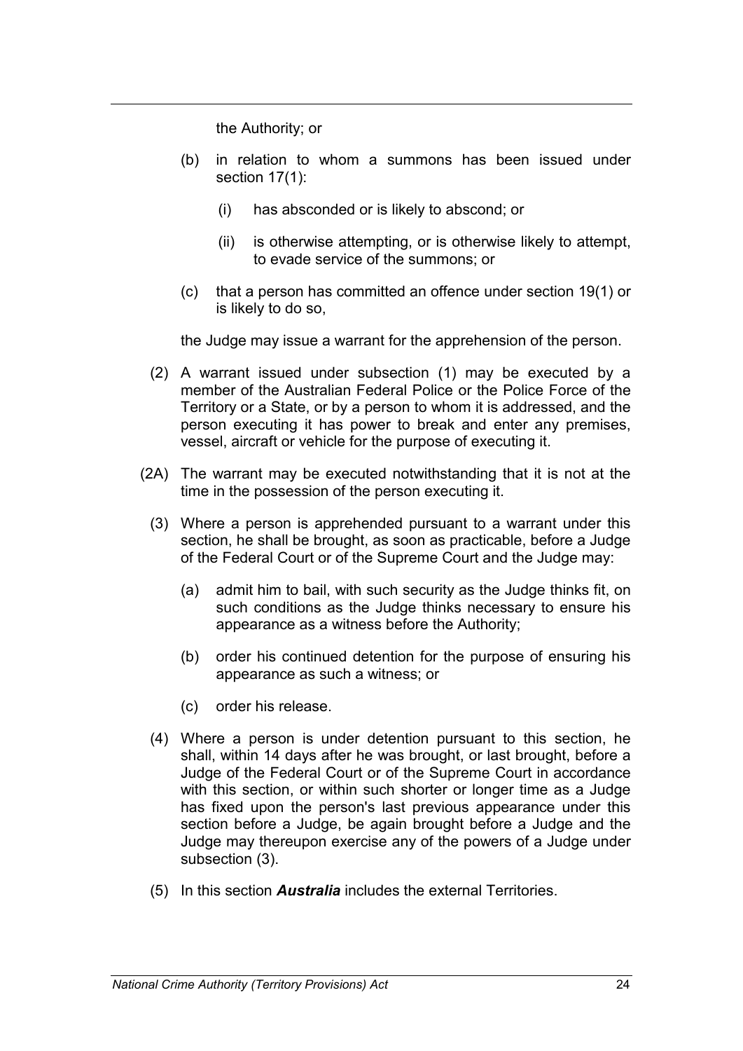the Authority; or

(b) in relation to whom a summons has been issued under section 17(1):

(i) has absconded or is likely to abscond; or

(ii) is otherwise attempting, or is otherwise likely to attempt, to evade service of the summons; or

(c) that a person has committed an offence under section 19(1) or is likely to do so,

the Judge may issue a warrant for the apprehension of the person.

(2) A warrant issued under subsection (1) may be executed by a member of the Australian Federal Police or the Police Force of the Territory or a State, or by a person to whom it is addressed, and the person executing it has power to break and enter any premises, vessel, aircraft or vehicle for the purpose of executing it.

(2A) The warrant may be executed notwithstanding that it is not at the time in the possession of the person executing it.

(3) Where a person is apprehended pursuant to a warrant under this section, he shall be brought, as soon as practicable, before a Judge of the Federal Court or of the Supreme Court and the Judge may:

(a) admit him to bail, with such security as the Judge thinks fit, on such conditions as the Judge thinks necessary to ensure his appearance as a witness before the Authority;

(b) order his continued detention for the purpose of ensuring his appearance as such a witness; or

(c) order his release.

(4) Where a person is under detention pursuant to this section, he shall, within 14 days after he was brought, or last brought, before a Judge of the Federal Court or of the Supreme Court in accordance with this section, or within such shorter or longer time as a Judge has fixed upon the person's last previous appearance under this section before a Judge, be again brought before a Judge and the Judge may thereupon exercise any of the powers of a Judge under subsection (3).

(5) In this section ***Australia*** includes the external Territories.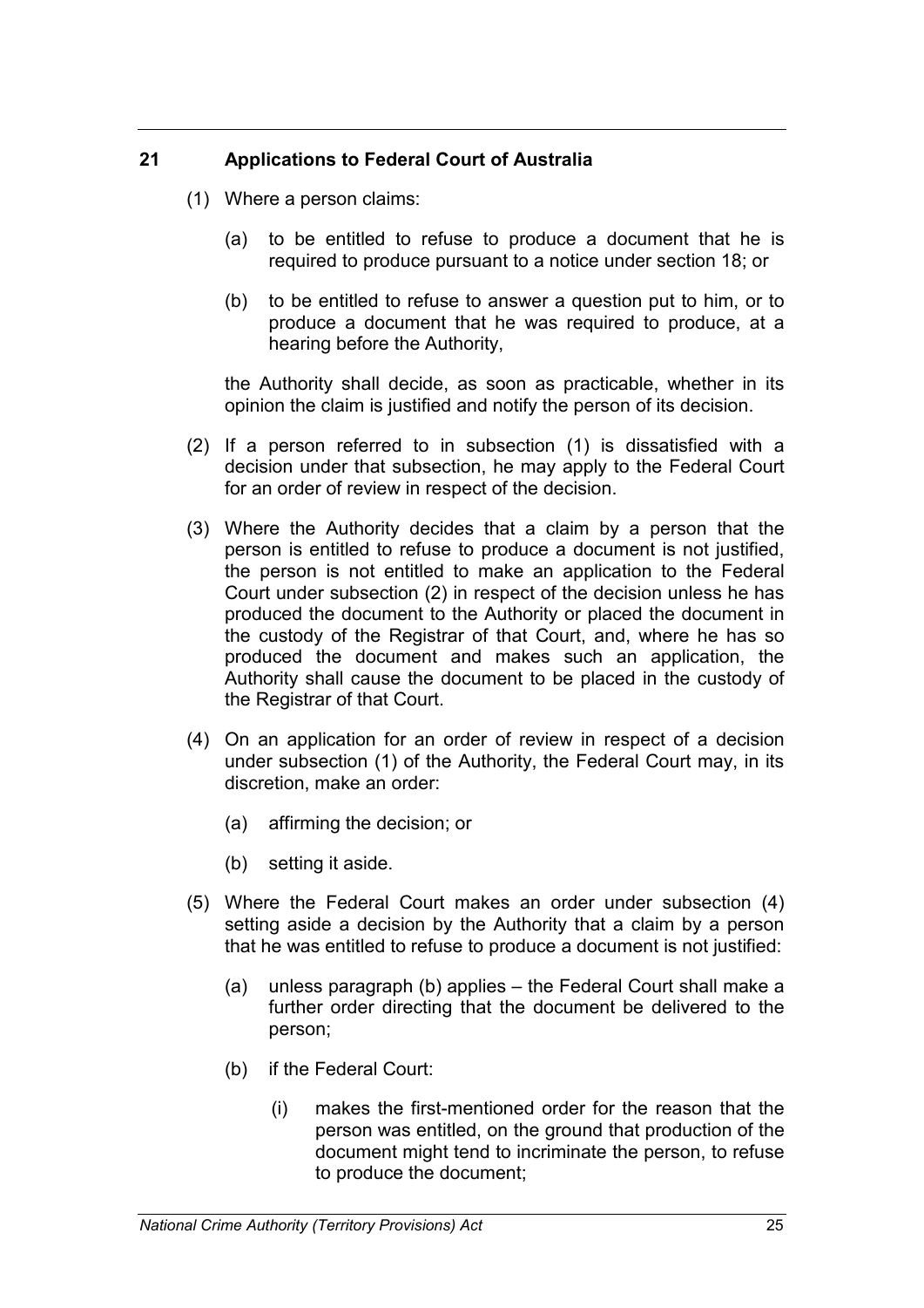## 21 Applications to Federal Court of Australia

(1) Where a person claims:

(a) to be entitled to refuse to produce a document that he is required to produce pursuant to a notice under section 18; or

(b) to be entitled to refuse to answer a question put to him, or to produce a document that he was required to produce, at a hearing before the Authority,

the Authority shall decide, as soon as practicable, whether in its opinion the claim is justified and notify the person of its decision.

(2) If a person referred to in subsection (1) is dissatisfied with a decision under that subsection, he may apply to the Federal Court for an order of review in respect of the decision.

(3) Where the Authority decides that a claim by a person that the person is entitled to refuse to produce a document is not justified, the person is not entitled to make an application to the Federal Court under subsection (2) in respect of the decision unless he has produced the document to the Authority or placed the document in the custody of the Registrar of that Court, and, where he has so produced the document and makes such an application, the Authority shall cause the document to be placed in the custody of the Registrar of that Court.

(4) On an application for an order of review in respect of a decision under subsection (1) of the Authority, the Federal Court may, in its discretion, make an order:

(a) affirming the decision; or

(b) setting it aside.

(5) Where the Federal Court makes an order under subsection (4) setting aside a decision by the Authority that a claim by a person that he was entitled to refuse to produce a document is not justified:

(a) unless paragraph (b) applies – the Federal Court shall make a further order directing that the document be delivered to the person;

(b) if the Federal Court:

(i) makes the first-mentioned order for the reason that the person was entitled, on the ground that production of the document might tend to incriminate the person, to refuse to produce the document;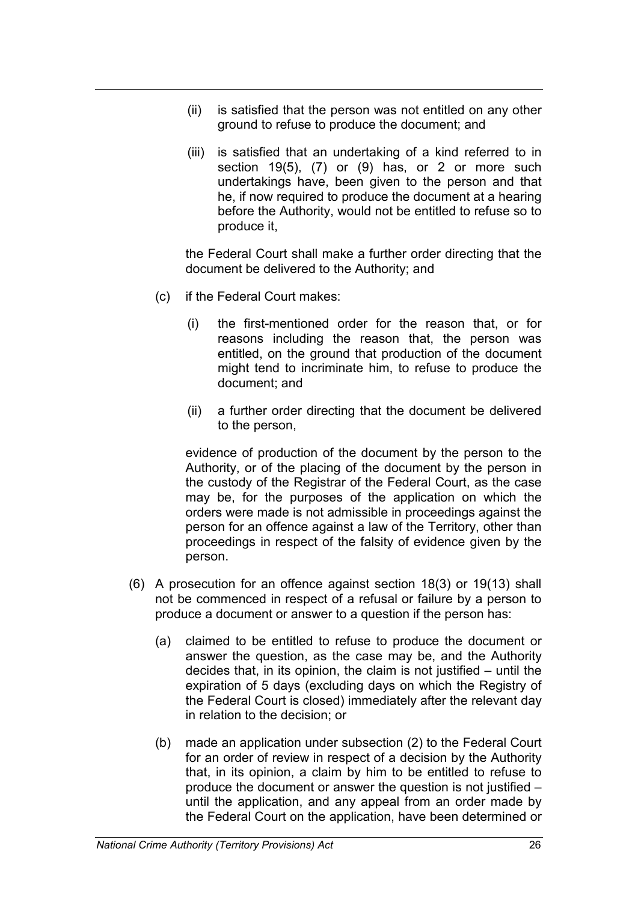(ii) is satisfied that the person was not entitled on any other ground to refuse to produce the document; and

(iii) is satisfied that an undertaking of a kind referred to in section 19(5), (7) or (9) has, or 2 or more such undertakings have, been given to the person and that he, if now required to produce the document at a hearing before the Authority, would not be entitled to refuse so to produce it,

the Federal Court shall make a further order directing that the document be delivered to the Authority; and

(c) if the Federal Court makes:

(i) the first-mentioned order for the reason that, or for reasons including the reason that, the person was entitled, on the ground that production of the document might tend to incriminate him, to refuse to produce the document; and

(ii) a further order directing that the document be delivered to the person,

evidence of production of the document by the person to the Authority, or of the placing of the document by the person in the custody of the Registrar of the Federal Court, as the case may be, for the purposes of the application on which the orders were made is not admissible in proceedings against the person for an offence against a law of the Territory, other than proceedings in respect of the falsity of evidence given by the person.

(6) A prosecution for an offence against section 18(3) or 19(13) shall not be commenced in respect of a refusal or failure by a person to produce a document or answer to a question if the person has:

(a) claimed to be entitled to refuse to produce the document or answer the question, as the case may be, and the Authority decides that, in its opinion, the claim is not justified – until the expiration of 5 days (excluding days on which the Registry of the Federal Court is closed) immediately after the relevant day in relation to the decision; or

(b) made an application under subsection (2) to the Federal Court for an order of review in respect of a decision by the Authority that, in its opinion, a claim by him to be entitled to refuse to produce the document or answer the question is not justified – until the application, and any appeal from an order made by the Federal Court on the application, have been determined or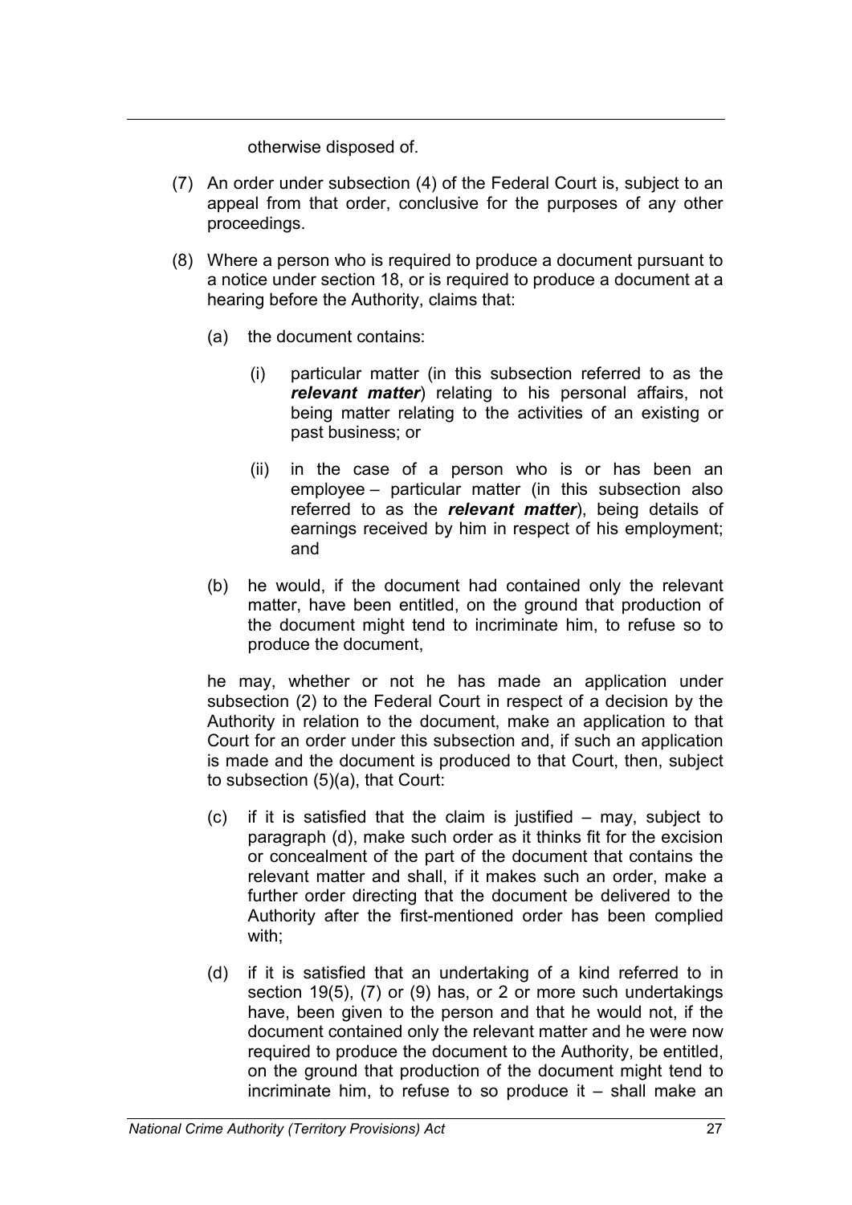otherwise disposed of.

(7) An order under subsection (4) of the Federal Court is, subject to an appeal from that order, conclusive for the purposes of any other proceedings.

(8) Where a person who is required to produce a document pursuant to a notice under section 18, or is required to produce a document at a hearing before the Authority, claims that:

(a) the document contains:

(i) particular matter (in this subsection referred to as the ***relevant matter***) relating to his personal affairs, not being matter relating to the activities of an existing or past business; or

(ii) in the case of a person who is or has been an employee – particular matter (in this subsection also referred to as the ***relevant matter***), being details of earnings received by him in respect of his employment; and

(b) he would, if the document had contained only the relevant matter, have been entitled, on the ground that production of the document might tend to incriminate him, to refuse so to produce the document,

he may, whether or not he has made an application under subsection (2) to the Federal Court in respect of a decision by the Authority in relation to the document, make an application to that Court for an order under this subsection and, if such an application is made and the document is produced to that Court, then, subject to subsection (5)(a), that Court:

(c) if it is satisfied that the claim is justified – may, subject to paragraph (d), make such order as it thinks fit for the excision or concealment of the part of the document that contains the relevant matter and shall, if it makes such an order, make a further order directing that the document be delivered to the Authority after the first-mentioned order has been complied with;

(d) if it is satisfied that an undertaking of a kind referred to in section 19(5), (7) or (9) has, or 2 or more such undertakings have, been given to the person and that he would not, if the document contained only the relevant matter and he were now required to produce the document to the Authority, be entitled, on the ground that production of the document might tend to incriminate him, to refuse to so produce it – shall make an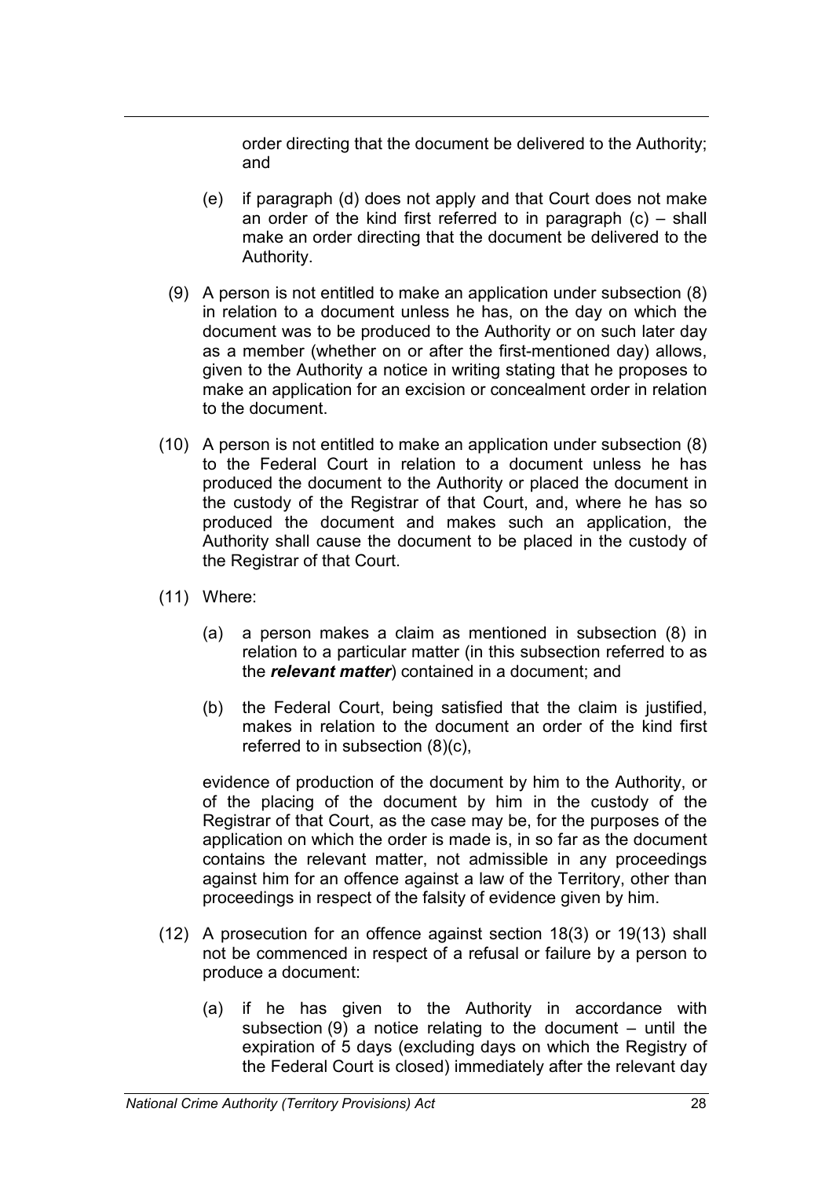order directing that the document be delivered to the Authority; and

(e) if paragraph (d) does not apply and that Court does not make an order of the kind first referred to in paragraph (c) – shall make an order directing that the document be delivered to the Authority.

(9) A person is not entitled to make an application under subsection (8) in relation to a document unless he has, on the day on which the document was to be produced to the Authority or on such later day as a member (whether on or after the first-mentioned day) allows, given to the Authority a notice in writing stating that he proposes to make an application for an excision or concealment order in relation to the document.

(10) A person is not entitled to make an application under subsection (8) to the Federal Court in relation to a document unless he has produced the document to the Authority or placed the document in the custody of the Registrar of that Court, and, where he has so produced the document and makes such an application, the Authority shall cause the document to be placed in the custody of the Registrar of that Court.

(11) Where:

(a) a person makes a claim as mentioned in subsection (8) in relation to a particular matter (in this subsection referred to as the ***relevant matter***) contained in a document; and

(b) the Federal Court, being satisfied that the claim is justified, makes in relation to the document an order of the kind first referred to in subsection (8)(c),

evidence of production of the document by him to the Authority, or of the placing of the document by him in the custody of the Registrar of that Court, as the case may be, for the purposes of the application on which the order is made is, in so far as the document contains the relevant matter, not admissible in any proceedings against him for an offence against a law of the Territory, other than proceedings in respect of the falsity of evidence given by him.

(12) A prosecution for an offence against section 18(3) or 19(13) shall not be commenced in respect of a refusal or failure by a person to produce a document:

(a) if he has given to the Authority in accordance with subsection (9) a notice relating to the document – until the expiration of 5 days (excluding days on which the Registry of the Federal Court is closed) immediately after the relevant day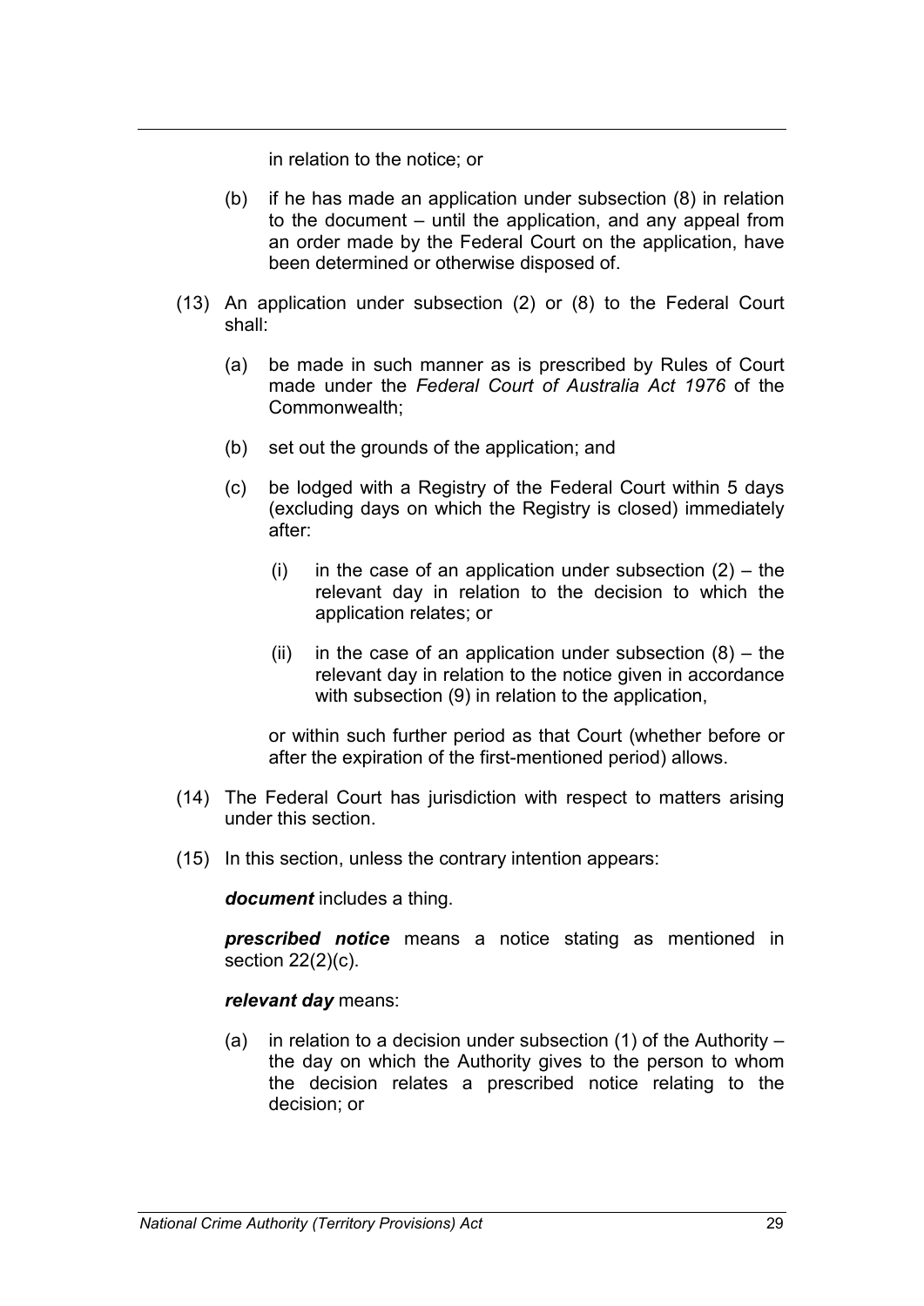in relation to the notice; or

(b) if he has made an application under subsection (8) in relation to the document – until the application, and any appeal from an order made by the Federal Court on the application, have been determined or otherwise disposed of.

(13) An application under subsection (2) or (8) to the Federal Court shall:

(a) be made in such manner as is prescribed by Rules of Court made under the *Federal Court of Australia Act 1976* of the Commonwealth;

(b) set out the grounds of the application; and

(c) be lodged with a Registry of the Federal Court within 5 days (excluding days on which the Registry is closed) immediately after:

(i) in the case of an application under subsection (2) – the relevant day in relation to the decision to which the application relates; or

(ii) in the case of an application under subsection (8) – the relevant day in relation to the notice given in accordance with subsection (9) in relation to the application,

or within such further period as that Court (whether before or after the expiration of the first-mentioned period) allows.

(14) The Federal Court has jurisdiction with respect to matters arising under this section.

(15) In this section, unless the contrary intention appears:

***document*** includes a thing.

***prescribed notice*** means a notice stating as mentioned in section 22(2)(c).

***relevant day*** means:

(a) in relation to a decision under subsection (1) of the Authority – the day on which the Authority gives to the person to whom the decision relates a prescribed notice relating to the decision; or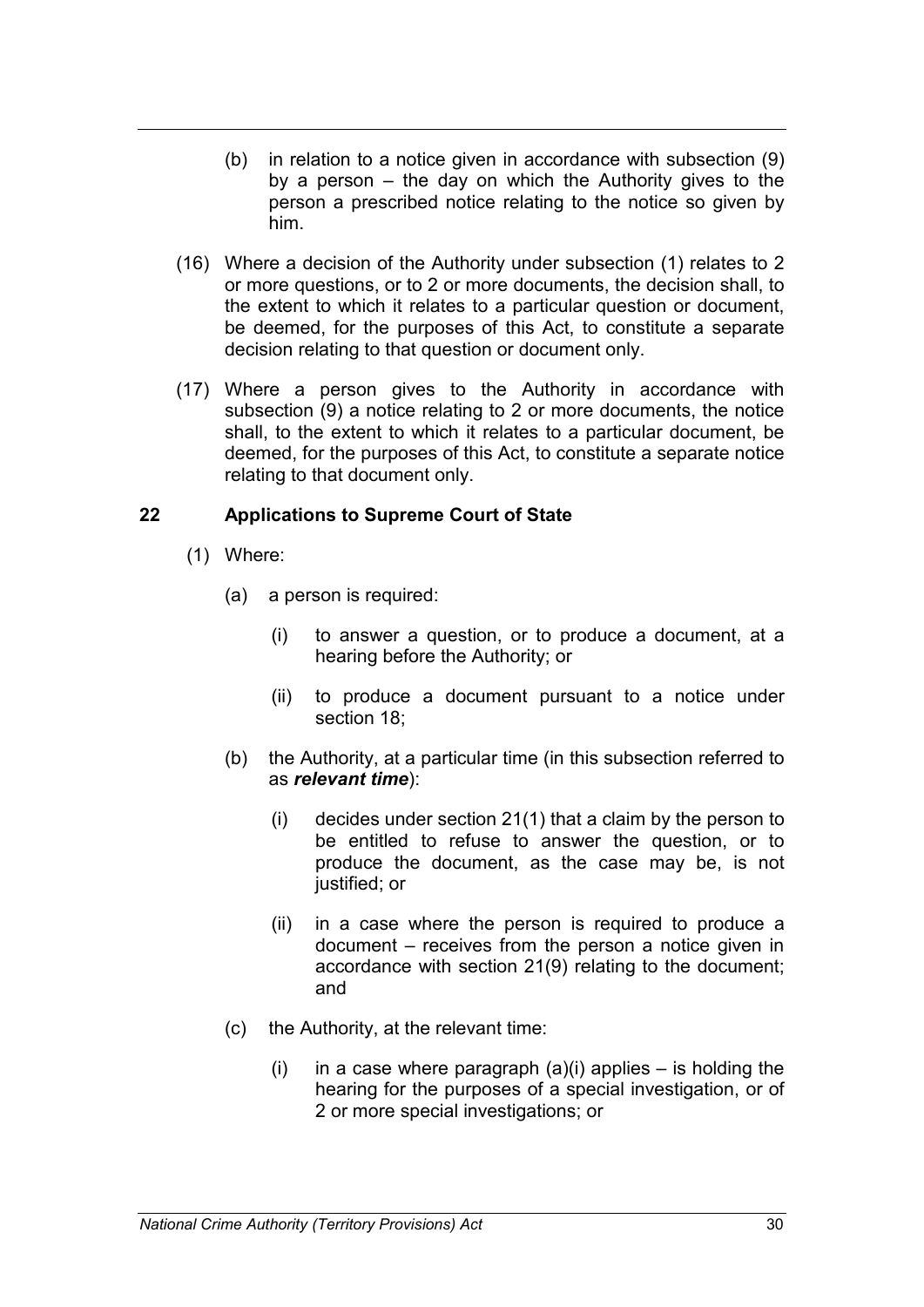(b) in relation to a notice given in accordance with subsection (9) by a person – the day on which the Authority gives to the person a prescribed notice relating to the notice so given by him.

(16) Where a decision of the Authority under subsection (1) relates to 2 or more questions, or to 2 or more documents, the decision shall, to the extent to which it relates to a particular question or document, be deemed, for the purposes of this Act, to constitute a separate decision relating to that question or document only.

(17) Where a person gives to the Authority in accordance with subsection (9) a notice relating to 2 or more documents, the notice shall, to the extent to which it relates to a particular document, be deemed, for the purposes of this Act, to constitute a separate notice relating to that document only.

## 22 Applications to Supreme Court of State

(1) Where:

(a) a person is required:

(i) to answer a question, or to produce a document, at a hearing before the Authority; or

(ii) to produce a document pursuant to a notice under section 18;

(b) the Authority, at a particular time (in this subsection referred to as ***relevant time***):

(i) decides under section 21(1) that a claim by the person to be entitled to refuse to answer the question, or to produce the document, as the case may be, is not justified; or

(ii) in a case where the person is required to produce a document – receives from the person a notice given in accordance with section 21(9) relating to the document; and

(c) the Authority, at the relevant time:

(i) in a case where paragraph (a)(i) applies – is holding the hearing for the purposes of a special investigation, or of 2 or more special investigations; or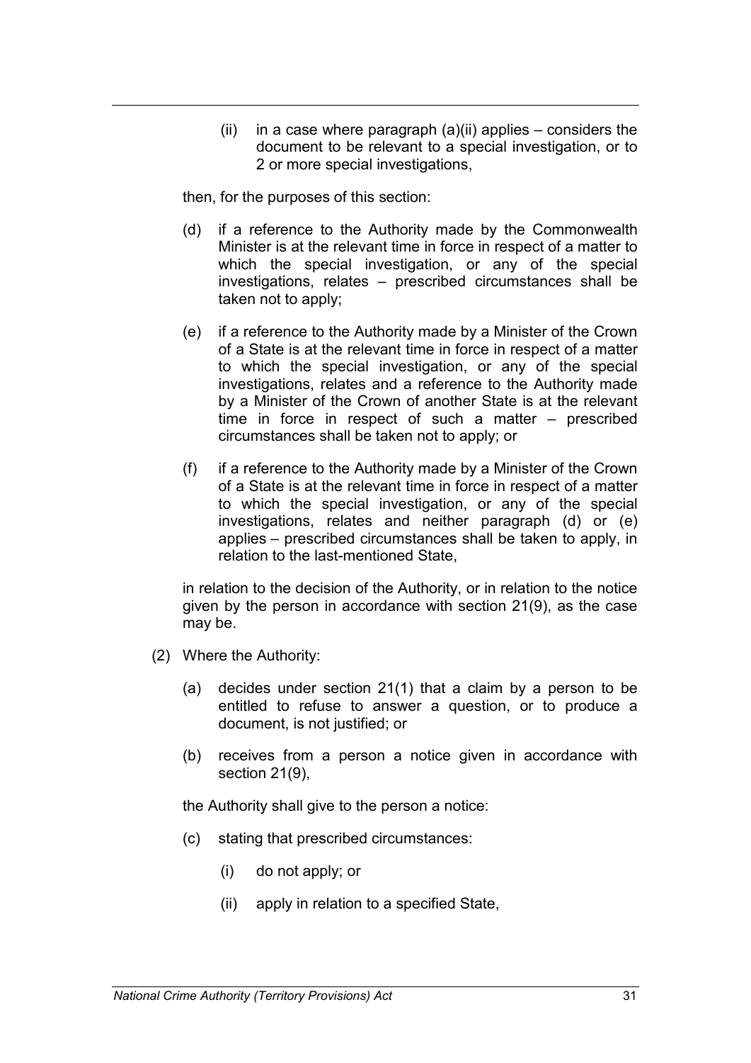(ii) in a case where paragraph (a)(ii) applies – considers the document to be relevant to a special investigation, or to 2 or more special investigations,

then, for the purposes of this section:

(d) if a reference to the Authority made by the Commonwealth Minister is at the relevant time in force in respect of a matter to which the special investigation, or any of the special investigations, relates – prescribed circumstances shall be taken not to apply;

(e) if a reference to the Authority made by a Minister of the Crown of a State is at the relevant time in force in respect of a matter to which the special investigation, or any of the special investigations, relates and a reference to the Authority made by a Minister of the Crown of another State is at the relevant time in force in respect of such a matter – prescribed circumstances shall be taken not to apply; or

(f) if a reference to the Authority made by a Minister of the Crown of a State is at the relevant time in force in respect of a matter to which the special investigation, or any of the special investigations, relates and neither paragraph (d) or (e) applies – prescribed circumstances shall be taken to apply, in relation to the last-mentioned State,

in relation to the decision of the Authority, or in relation to the notice given by the person in accordance with section 21(9), as the case may be.

(2) Where the Authority:

(a) decides under section 21(1) that a claim by a person to be entitled to refuse to answer a question, or to produce a document, is not justified; or

(b) receives from a person a notice given in accordance with section 21(9),

the Authority shall give to the person a notice:

(c) stating that prescribed circumstances:

(i) do not apply; or

(ii) apply in relation to a specified State,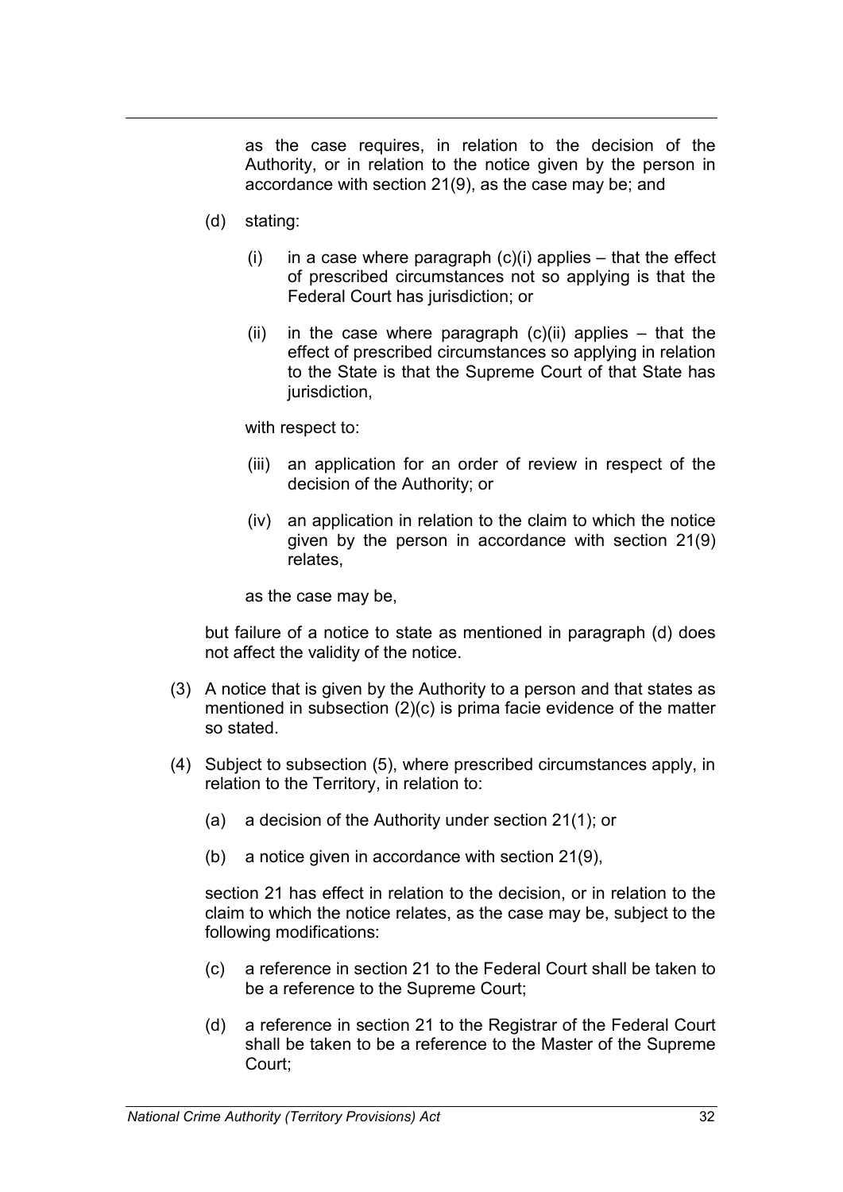as the case requires, in relation to the decision of the Authority, or in relation to the notice given by the person in accordance with section 21(9), as the case may be; and

(d) stating:

  (i) in a case where paragraph (c)(i) applies – that the effect of prescribed circumstances not so applying is that the Federal Court has jurisdiction; or

  (ii) in the case where paragraph (c)(ii) applies – that the effect of prescribed circumstances so applying in relation to the State is that the Supreme Court of that State has jurisdiction,

  with respect to:

  (iii) an application for an order of review in respect of the decision of the Authority; or

  (iv) an application in relation to the claim to which the notice given by the person in accordance with section 21(9) relates,

  as the case may be,

but failure of a notice to state as mentioned in paragraph (d) does not affect the validity of the notice.

(3) A notice that is given by the Authority to a person and that states as mentioned in subsection (2)(c) is prima facie evidence of the matter so stated.

(4) Subject to subsection (5), where prescribed circumstances apply, in relation to the Territory, in relation to:

(a) a decision of the Authority under section 21(1); or

(b) a notice given in accordance with section 21(9),

section 21 has effect in relation to the decision, or in relation to the claim to which the notice relates, as the case may be, subject to the following modifications:

(c) a reference in section 21 to the Federal Court shall be taken to be a reference to the Supreme Court;

(d) a reference in section 21 to the Registrar of the Federal Court shall be taken to be a reference to the Master of the Supreme Court;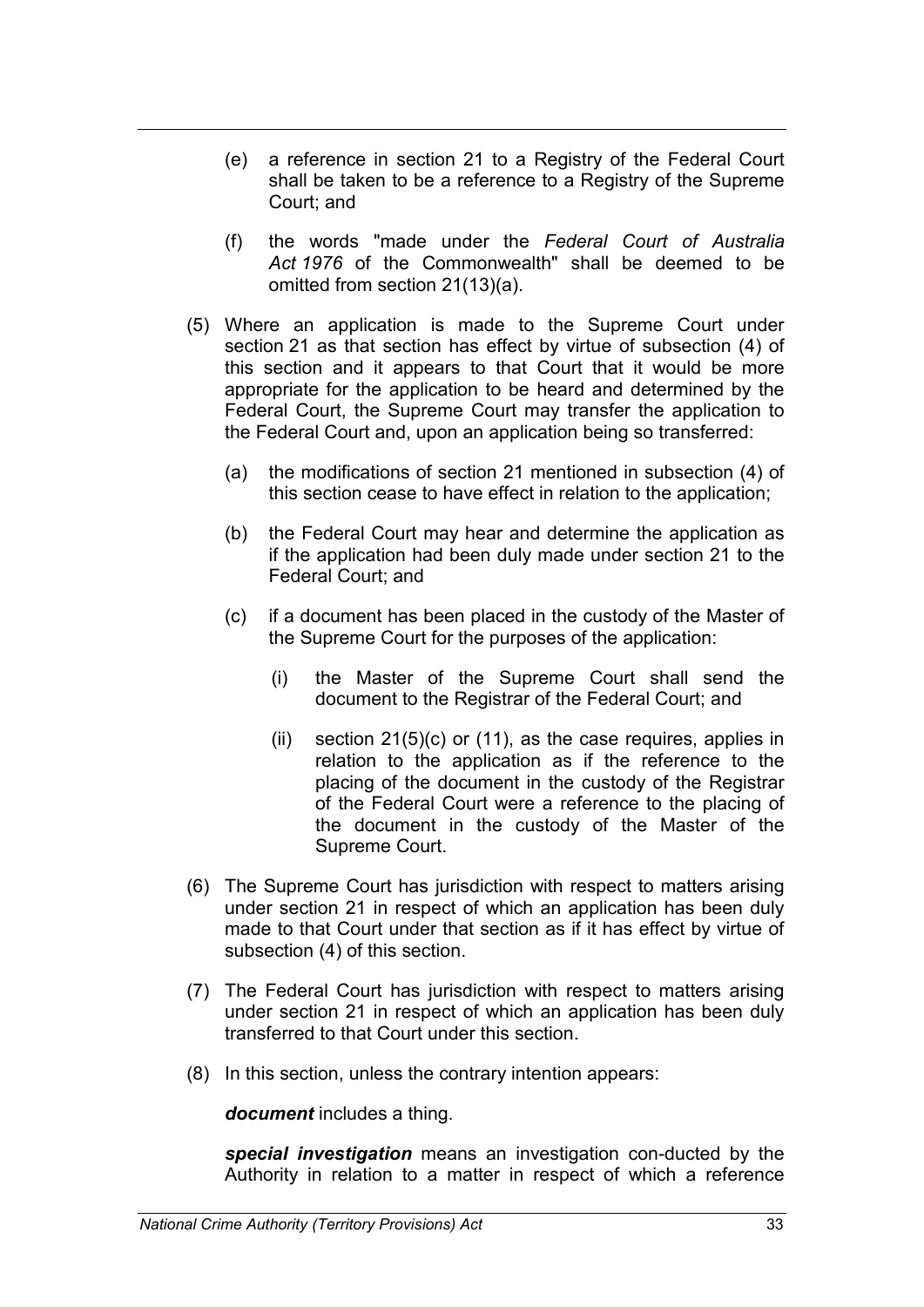(e) a reference in section 21 to a Registry of the Federal Court shall be taken to be a reference to a Registry of the Supreme Court; and

(f) the words "made under the *Federal Court of Australia Act 1976* of the Commonwealth" shall be deemed to be omitted from section 21(13)(a).

(5) Where an application is made to the Supreme Court under section 21 as that section has effect by virtue of subsection (4) of this section and it appears to that Court that it would be more appropriate for the application to be heard and determined by the Federal Court, the Supreme Court may transfer the application to the Federal Court and, upon an application being so transferred:

(a) the modifications of section 21 mentioned in subsection (4) of this section cease to have effect in relation to the application;

(b) the Federal Court may hear and determine the application as if the application had been duly made under section 21 to the Federal Court; and

(c) if a document has been placed in the custody of the Master of the Supreme Court for the purposes of the application:

(i) the Master of the Supreme Court shall send the document to the Registrar of the Federal Court; and

(ii) section 21(5)(c) or (11), as the case requires, applies in relation to the application as if the reference to the placing of the document in the custody of the Registrar of the Federal Court were a reference to the placing of the document in the custody of the Master of the Supreme Court.

(6) The Supreme Court has jurisdiction with respect to matters arising under section 21 in respect of which an application has been duly made to that Court under that section as if it has effect by virtue of subsection (4) of this section.

(7) The Federal Court has jurisdiction with respect to matters arising under section 21 in respect of which an application has been duly transferred to that Court under this section.

(8) In this section, unless the contrary intention appears:

***document*** includes a thing.

***special investigation*** means an investigation con-ducted by the Authority in relation to a matter in respect of which a reference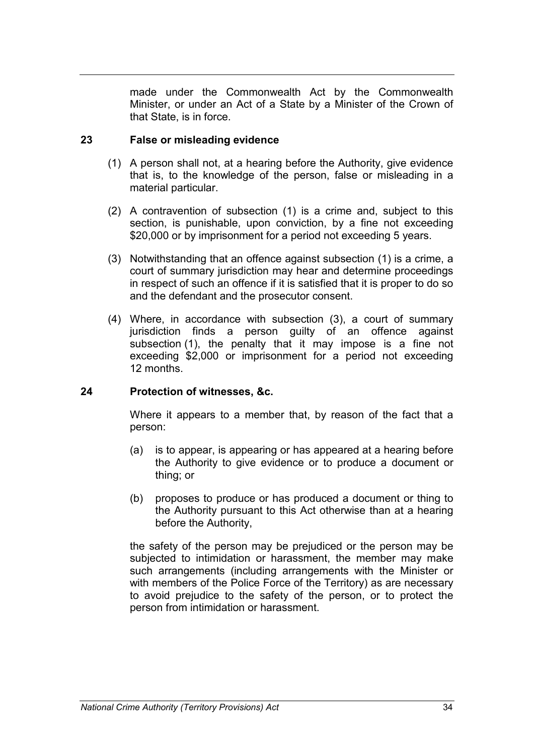made under the Commonwealth Act by the Commonwealth Minister, or under an Act of a State by a Minister of the Crown of that State, is in force.

### 23 False or misleading evidence

(1) A person shall not, at a hearing before the Authority, give evidence that is, to the knowledge of the person, false or misleading in a material particular.

(2) A contravention of subsection (1) is a crime and, subject to this section, is punishable, upon conviction, by a fine not exceeding $20,000 or by imprisonment for a period not exceeding 5 years.

(3) Notwithstanding that an offence against subsection (1) is a crime, a court of summary jurisdiction may hear and determine proceedings in respect of such an offence if it is satisfied that it is proper to do so and the defendant and the prosecutor consent.

(4) Where, in accordance with subsection (3), a court of summary jurisdiction finds a person guilty of an offence against subsection (1), the penalty that it may impose is a fine not exceeding $2,000 or imprisonment for a period not exceeding 12 months.

### 24 Protection of witnesses, &c.

Where it appears to a member that, by reason of the fact that a person:

(a) is to appear, is appearing or has appeared at a hearing before the Authority to give evidence or to produce a document or thing; or

(b) proposes to produce or has produced a document or thing to the Authority pursuant to this Act otherwise than at a hearing before the Authority,

the safety of the person may be prejudiced or the person may be subjected to intimidation or harassment, the member may make such arrangements (including arrangements with the Minister or with members of the Police Force of the Territory) as are necessary to avoid prejudice to the safety of the person, or to protect the person from intimidation or harassment.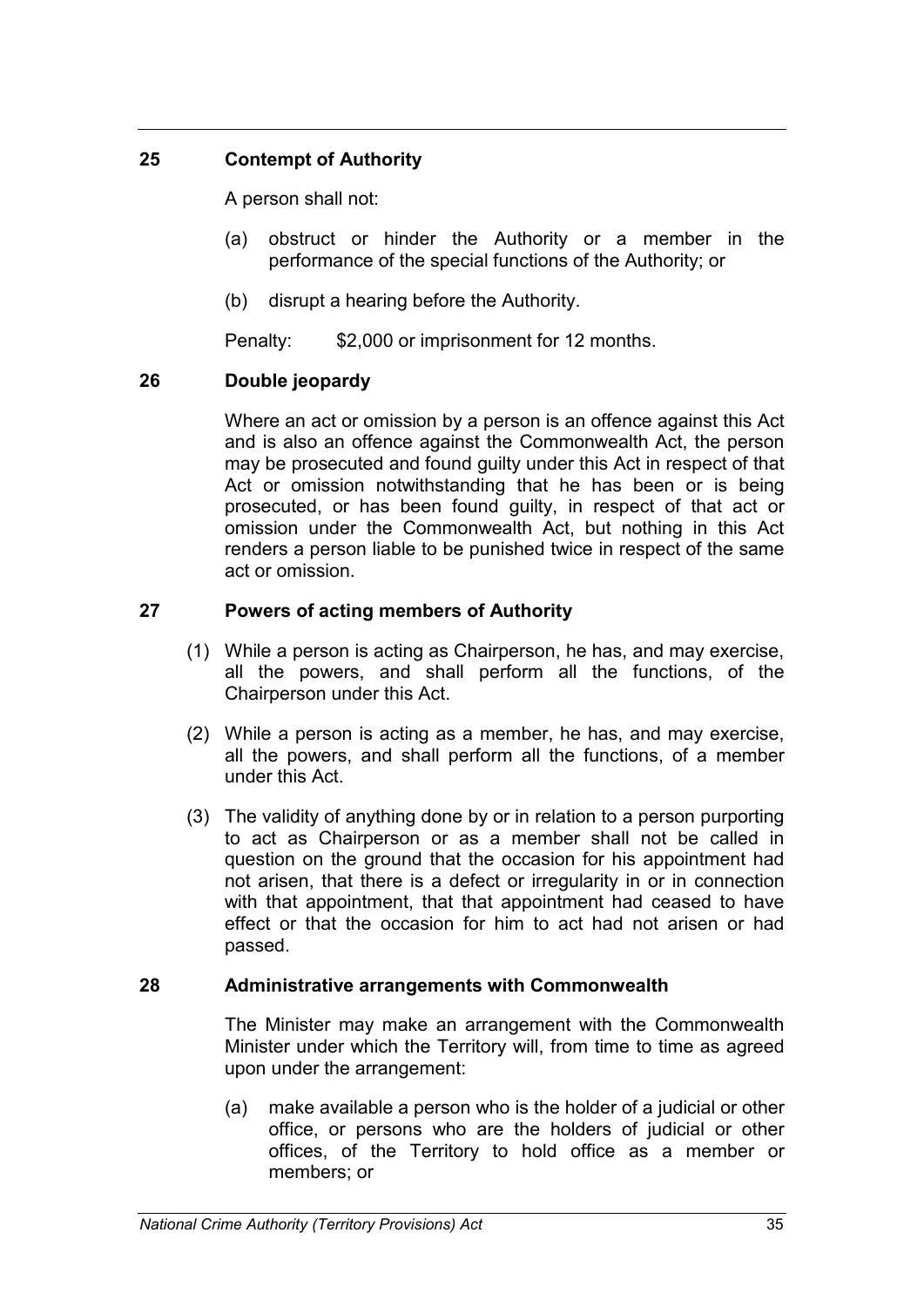## 25 Contempt of Authority

A person shall not:

(a) obstruct or hinder the Authority or a member in the performance of the special functions of the Authority; or

(b) disrupt a hearing before the Authority.

Penalty: $2,000 or imprisonment for 12 months.

## 26 Double jeopardy

Where an act or omission by a person is an offence against this Act and is also an offence against the Commonwealth Act, the person may be prosecuted and found guilty under this Act in respect of that Act or omission notwithstanding that he has been or is being prosecuted, or has been found guilty, in respect of that act or omission under the Commonwealth Act, but nothing in this Act renders a person liable to be punished twice in respect of the same act or omission.

## 27 Powers of acting members of Authority

(1) While a person is acting as Chairperson, he has, and may exercise, all the powers, and shall perform all the functions, of the Chairperson under this Act.

(2) While a person is acting as a member, he has, and may exercise, all the powers, and shall perform all the functions, of a member under this Act.

(3) The validity of anything done by or in relation to a person purporting to act as Chairperson or as a member shall not be called in question on the ground that the occasion for his appointment had not arisen, that there is a defect or irregularity in or in connection with that appointment, that that appointment had ceased to have effect or that the occasion for him to act had not arisen or had passed.

## 28 Administrative arrangements with Commonwealth

The Minister may make an arrangement with the Commonwealth Minister under which the Territory will, from time to time as agreed upon under the arrangement:

(a) make available a person who is the holder of a judicial or other office, or persons who are the holders of judicial or other offices, of the Territory to hold office as a member or members; or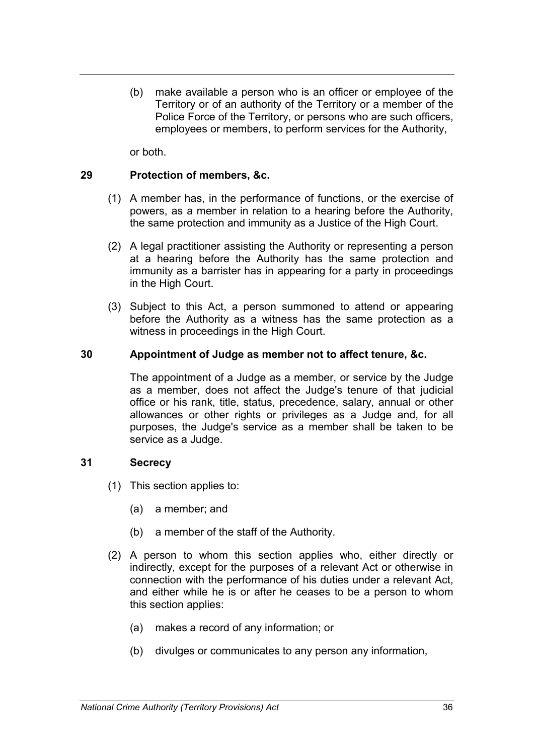(b) make available a person who is an officer or employee of the Territory or of an authority of the Territory or a member of the Police Force of the Territory, or persons who are such officers, employees or members, to perform services for the Authority,

or both.

### 29 Protection of members, &c.

(1) A member has, in the performance of functions, or the exercise of powers, as a member in relation to a hearing before the Authority, the same protection and immunity as a Justice of the High Court.

(2) A legal practitioner assisting the Authority or representing a person at a hearing before the Authority has the same protection and immunity as a barrister has in appearing for a party in proceedings in the High Court.

(3) Subject to this Act, a person summoned to attend or appearing before the Authority as a witness has the same protection as a witness in proceedings in the High Court.

### 30 Appointment of Judge as member not to affect tenure, &c.

The appointment of a Judge as a member, or service by the Judge as a member, does not affect the Judge's tenure of that judicial office or his rank, title, status, precedence, salary, annual or other allowances or other rights or privileges as a Judge and, for all purposes, the Judge's service as a member shall be taken to be service as a Judge.

### 31 Secrecy

(1) This section applies to:

(a) a member; and

(b) a member of the staff of the Authority.

(2) A person to whom this section applies who, either directly or indirectly, except for the purposes of a relevant Act or otherwise in connection with the performance of his duties under a relevant Act, and either while he is or after he ceases to be a person to whom this section applies:

(a) makes a record of any information; or

(b) divulges or communicates to any person any information,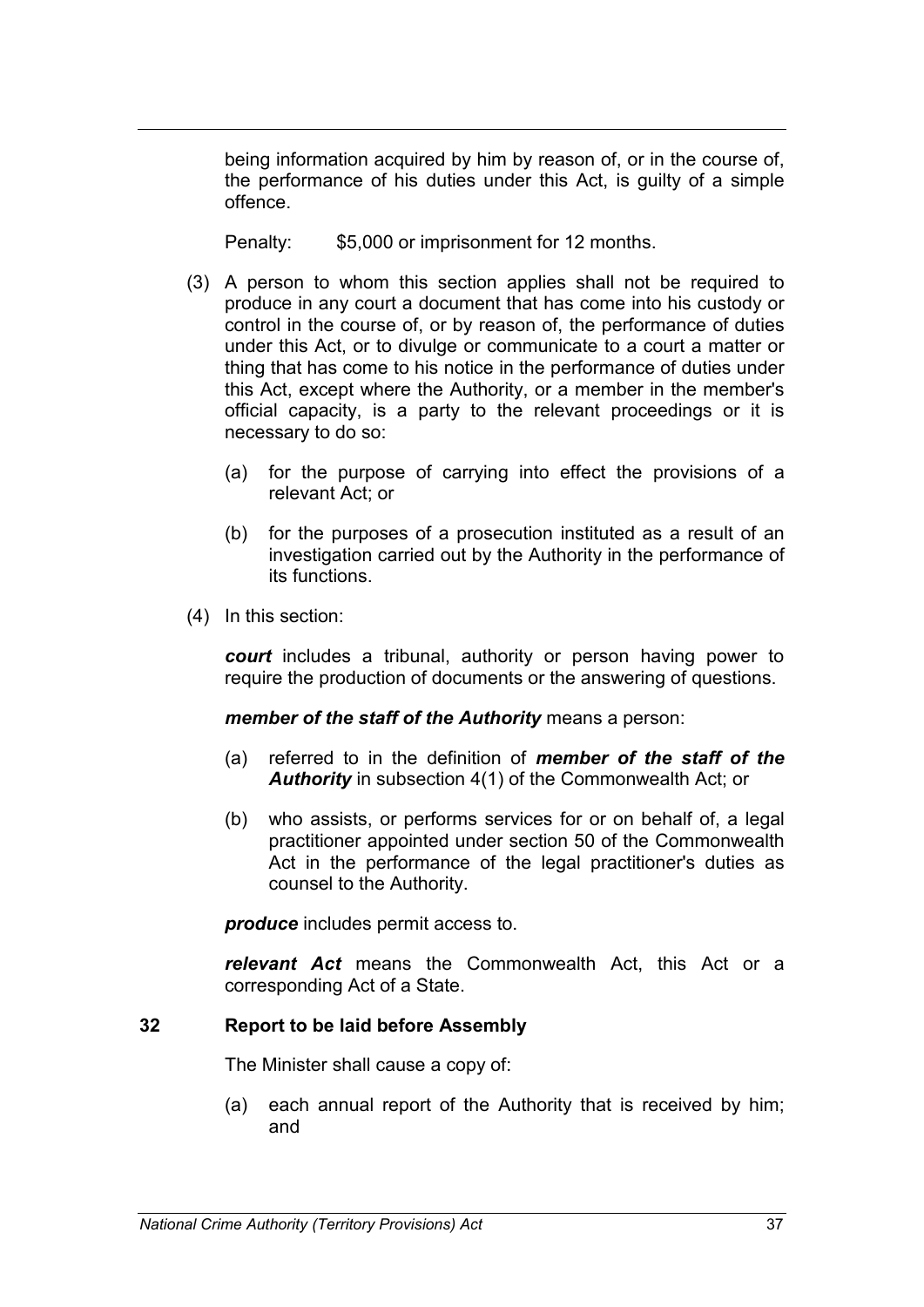being information acquired by him by reason of, or in the course of, the performance of his duties under this Act, is guilty of a simple offence.

Penalty: $5,000 or imprisonment for 12 months.

(3) A person to whom this section applies shall not be required to produce in any court a document that has come into his custody or control in the course of, or by reason of, the performance of duties under this Act, or to divulge or communicate to a court a matter or thing that has come to his notice in the performance of duties under this Act, except where the Authority, or a member in the member's official capacity, is a party to the relevant proceedings or it is necessary to do so:

(a) for the purpose of carrying into effect the provisions of a relevant Act; or

(b) for the purposes of a prosecution instituted as a result of an investigation carried out by the Authority in the performance of its functions.

(4) In this section:

***court*** includes a tribunal, authority or person having power to require the production of documents or the answering of questions.

***member of the staff of the Authority*** means a person:

(a) referred to in the definition of ***member of the staff of the Authority*** in subsection 4(1) of the Commonwealth Act; or

(b) who assists, or performs services for or on behalf of, a legal practitioner appointed under section 50 of the Commonwealth Act in the performance of the legal practitioner's duties as counsel to the Authority.

***produce*** includes permit access to.

***relevant Act*** means the Commonwealth Act, this Act or a corresponding Act of a State.

## 32 Report to be laid before Assembly

The Minister shall cause a copy of:

(a) each annual report of the Authority that is received by him; and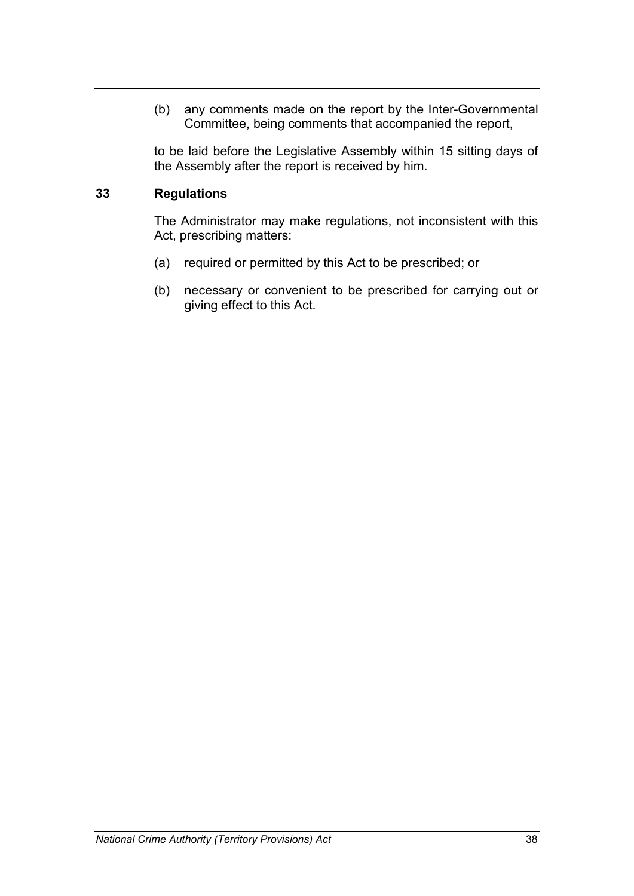(b) any comments made on the report by the Inter-Governmental Committee, being comments that accompanied the report,

to be laid before the Legislative Assembly within 15 sitting days of the Assembly after the report is received by him.

### 33 Regulations

The Administrator may make regulations, not inconsistent with this Act, prescribing matters:

(a) required or permitted by this Act to be prescribed; or

(b) necessary or convenient to be prescribed for carrying out or giving effect to this Act.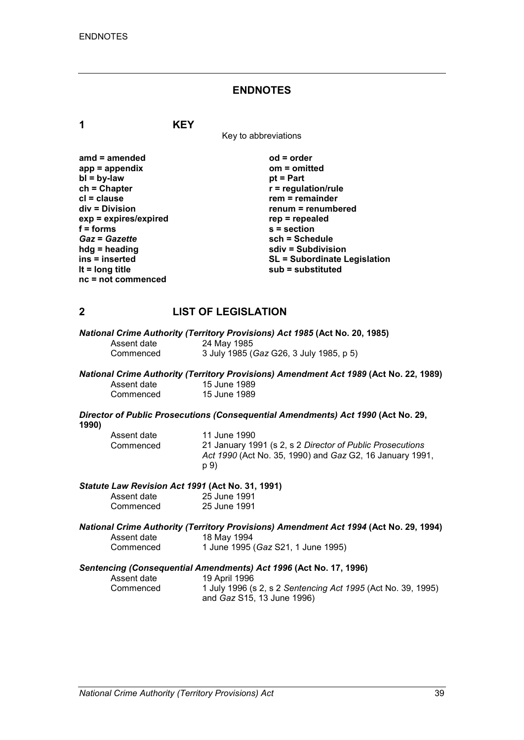# ENDNOTES

## 1 KEY

Key to abbreviations

| | |
|---|---|
| **amd = amended** | **od = order** |
| **app = appendix** | **om = omitted** |
| **bl = by-law** | **pt = Part** |
| **ch = Chapter** | **r = regulation/rule** |
| **cl = clause** | **rem = remainder** |
| **div = Division** | **renum = renumbered** |
| **exp = expires/expired** | **rep = repealed** |
| **f = forms** | **s = section** |
| ***Gaz* = *Gazette*** | **sch = Schedule** |
| **hdg = heading** | **sdiv = Subdivision** |
| **ins = inserted** | **SL = Subordinate Legislation** |
| **lt = long title** | **sub = substituted** |
| **nc = not commenced** | |

## 2 LIST OF LEGISLATION

***National Crime Authority (Territory Provisions) Act 1985* (Act No. 20, 1985)**

| | |
|---|---|
| Assent date | 24 May 1985 |
| Commenced | 3 July 1985 (*Gaz* G26, 3 July 1985, p 5) |

***National Crime Authority (Territory Provisions) Amendment Act 1989* (Act No. 22, 1989)**

| | |
|---|---|
| Assent date | 15 June 1989 |
| Commenced | 15 June 1989 |

***Director of Public Prosecutions (Consequential Amendments) Act 1990* (Act No. 29, 1990)**

| | |
|---|---|
| Assent date | 11 June 1990 |
| Commenced | 21 January 1991 (s 2, s 2 *Director of Public Prosecutions Act 1990* (Act No. 35, 1990) and *Gaz* G2, 16 January 1991, p 9) |

***Statute Law Revision Act 1991* (Act No. 31, 1991)**

| | |
|---|---|
| Assent date | 25 June 1991 |
| Commenced | 25 June 1991 |

***National Crime Authority (Territory Provisions) Amendment Act 1994* (Act No. 29, 1994)**

| | |
|---|---|
| Assent date | 18 May 1994 |
| Commenced | 1 June 1995 (*Gaz* S21, 1 June 1995) |

***Sentencing (Consequential Amendments) Act 1996* (Act No. 17, 1996)**

| | |
|---|---|
| Assent date | 19 April 1996 |
| Commenced | 1 July 1996 (s 2, s 2 *Sentencing Act 1995* (Act No. 39, 1995) and *Gaz* S15, 13 June 1996) |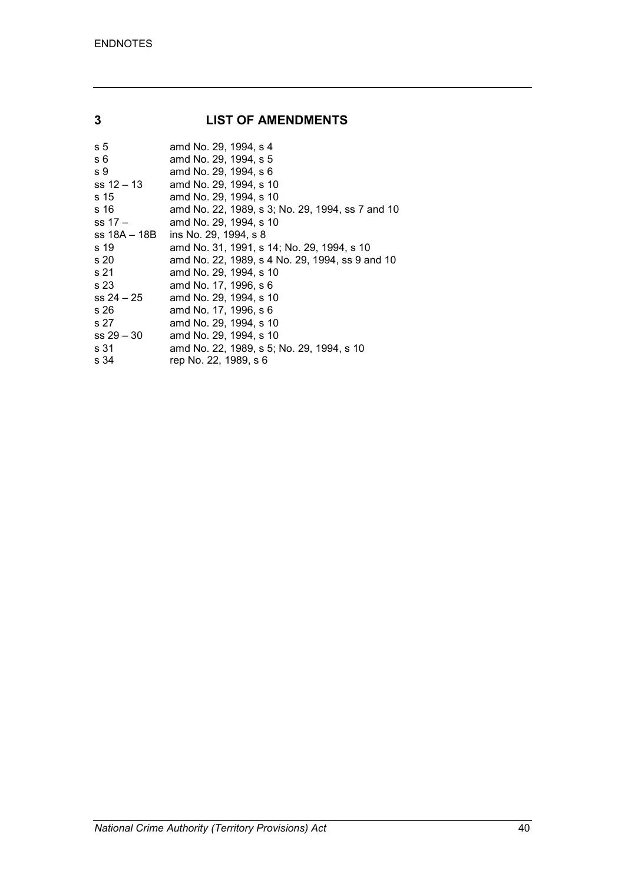## 3 LIST OF AMENDMENTS

| | |
|---|---|
| s 5 | amd No. 29, 1994, s 4 |
| s 6 | amd No. 29, 1994, s 5 |
| s 9 | amd No. 29, 1994, s 6 |
| ss 12 – 13 | amd No. 29, 1994, s 10 |
| s 15 | amd No. 29, 1994, s 10 |
| s 16 | amd No. 22, 1989, s 3; No. 29, 1994, ss 7 and 10 |
| ss 17 – | amd No. 29, 1994, s 10 |
| ss 18A – 18B | ins No. 29, 1994, s 8 |
| s 19 | amd No. 31, 1991, s 14; No. 29, 1994, s 10 |
| s 20 | amd No. 22, 1989, s 4 No. 29, 1994, ss 9 and 10 |
| s 21 | amd No. 29, 1994, s 10 |
| s 23 | amd No. 17, 1996, s 6 |
| ss 24 – 25 | amd No. 29, 1994, s 10 |
| s 26 | amd No. 17, 1996, s 6 |
| s 27 | amd No. 29, 1994, s 10 |
| ss 29 – 30 | amd No. 29, 1994, s 10 |
| s 31 | amd No. 22, 1989, s 5; No. 29, 1994, s 10 |
| s 34 | rep No. 22, 1989, s 6 |